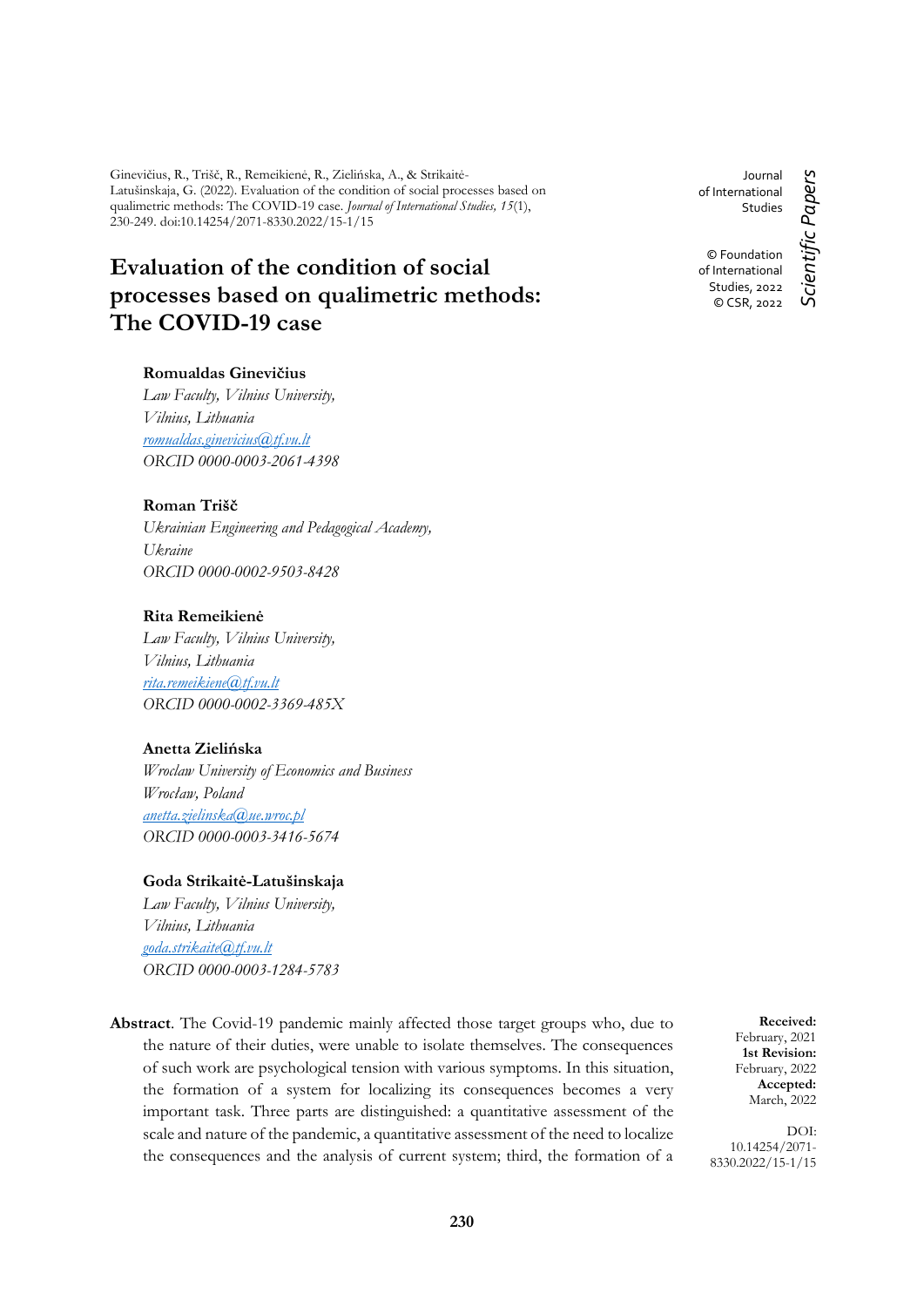Ginevičius, R., Trišč, R., Remeikienė, R., Zielińska, A., & Strikaitė-Latušinskaja, G. (2022). Evaluation of the condition of social processes based on qualimetric methods: The COVID-19 case. *Journal of International Studies, 15*(1), 230-249. doi:10.14254/2071-8330.2022/15-1/15

Journal of International Studies

© Foundation of International Studies, 2022
© CSR, 2022

*Scientific Papers*

# Evaluation of the condition of social processes based on qualimetric methods: The COVID-19 case

**Romualdas Ginevičius**
*Law Faculty, Vilnius University,*
*Vilnius, Lithuania*
*romualdas.ginevicius@tf.vu.lt*
*ORCID 0000-0003-2061-4398*

**Roman Trišč**
*Ukrainian Engineering and Pedagogical Academy,*
*Ukraine*
*ORCID 0000-0002-9503-8428*

**Rita Remeikienė**
*Law Faculty, Vilnius University,*
*Vilnius, Lithuania*
*rita.remeikiene@tf.vu.lt*
*ORCID 0000-0002-3369-485X*

**Anetta Zielińska**
*Wroclaw University of Economics and Business*
*Wrocław, Poland*
*anetta.zielinska@ue.wroc.pl*
*ORCID 0000-0003-3416-5674*

**Goda Strikaitė-Latušinskaja**
*Law Faculty, Vilnius University,*
*Vilnius, Lithuania*
*goda.strikaite@tf.vu.lt*
*ORCID 0000-0003-1284-5783*

**Abstract**. The Covid-19 pandemic mainly affected those target groups who, due to the nature of their duties, were unable to isolate themselves. The consequences of such work are psychological tension with various symptoms. In this situation, the formation of a system for localizing its consequences becomes a very important task. Three parts are distinguished: a quantitative assessment of the scale and nature of the pandemic, a quantitative assessment of the need to localize the consequences and the analysis of current system; third, the formation of a

**Received:** February, 2021
**1st Revision:** February, 2022
**Accepted:** March, 2022

DOI: 10.14254/2071-8330.2022/15-1/15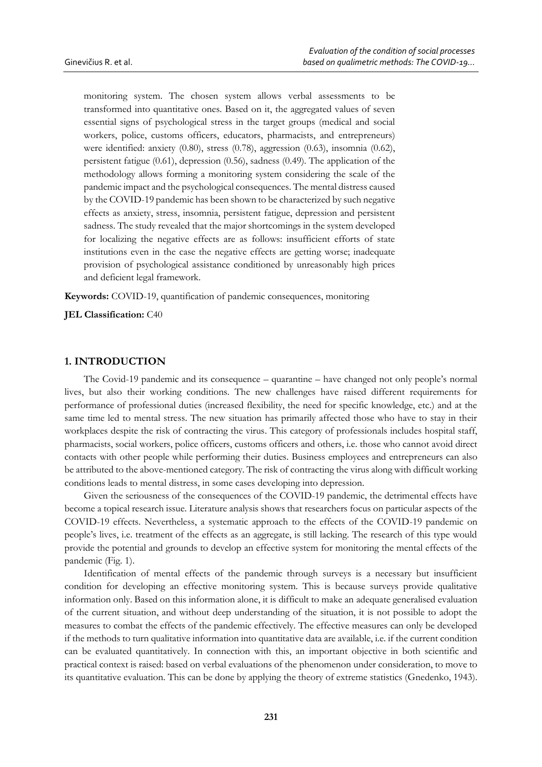monitoring system. The chosen system allows verbal assessments to be transformed into quantitative ones. Based on it, the aggregated values of seven essential signs of psychological stress in the target groups (medical and social workers, police, customs officers, educators, pharmacists, and entrepreneurs) were identified: anxiety (0.80), stress (0.78), aggression (0.63), insomnia (0.62), persistent fatigue (0.61), depression (0.56), sadness (0.49). The application of the methodology allows forming a monitoring system considering the scale of the pandemic impact and the psychological consequences. The mental distress caused by the COVID-19 pandemic has been shown to be characterized by such negative effects as anxiety, stress, insomnia, persistent fatigue, depression and persistent sadness. The study revealed that the major shortcomings in the system developed for localizing the negative effects are as follows: insufficient efforts of state institutions even in the case the negative effects are getting worse; inadequate provision of psychological assistance conditioned by unreasonably high prices and deficient legal framework.

**Keywords:** COVID-19, quantification of pandemic consequences, monitoring

**JEL Classification:** C40

## 1. INTRODUCTION

The Covid-19 pandemic and its consequence – quarantine – have changed not only people's normal lives, but also their working conditions. The new challenges have raised different requirements for performance of professional duties (increased flexibility, the need for specific knowledge, etc.) and at the same time led to mental stress. The new situation has primarily affected those who have to stay in their workplaces despite the risk of contracting the virus. This category of professionals includes hospital staff, pharmacists, social workers, police officers, customs officers and others, i.e. those who cannot avoid direct contacts with other people while performing their duties. Business employees and entrepreneurs can also be attributed to the above-mentioned category. The risk of contracting the virus along with difficult working conditions leads to mental distress, in some cases developing into depression.

Given the seriousness of the consequences of the COVID-19 pandemic, the detrimental effects have become a topical research issue. Literature analysis shows that researchers focus on particular aspects of the COVID-19 effects. Nevertheless, a systematic approach to the effects of the COVID-19 pandemic on people's lives, i.e. treatment of the effects as an aggregate, is still lacking. The research of this type would provide the potential and grounds to develop an effective system for monitoring the mental effects of the pandemic (Fig. 1).

Identification of mental effects of the pandemic through surveys is a necessary but insufficient condition for developing an effective monitoring system. This is because surveys provide qualitative information only. Based on this information alone, it is difficult to make an adequate generalised evaluation of the current situation, and without deep understanding of the situation, it is not possible to adopt the measures to combat the effects of the pandemic effectively. The effective measures can only be developed if the methods to turn qualitative information into quantitative data are available, i.e. if the current condition can be evaluated quantitatively. In connection with this, an important objective in both scientific and practical context is raised: based on verbal evaluations of the phenomenon under consideration, to move to its quantitative evaluation. This can be done by applying the theory of extreme statistics (Gnedenko, 1943).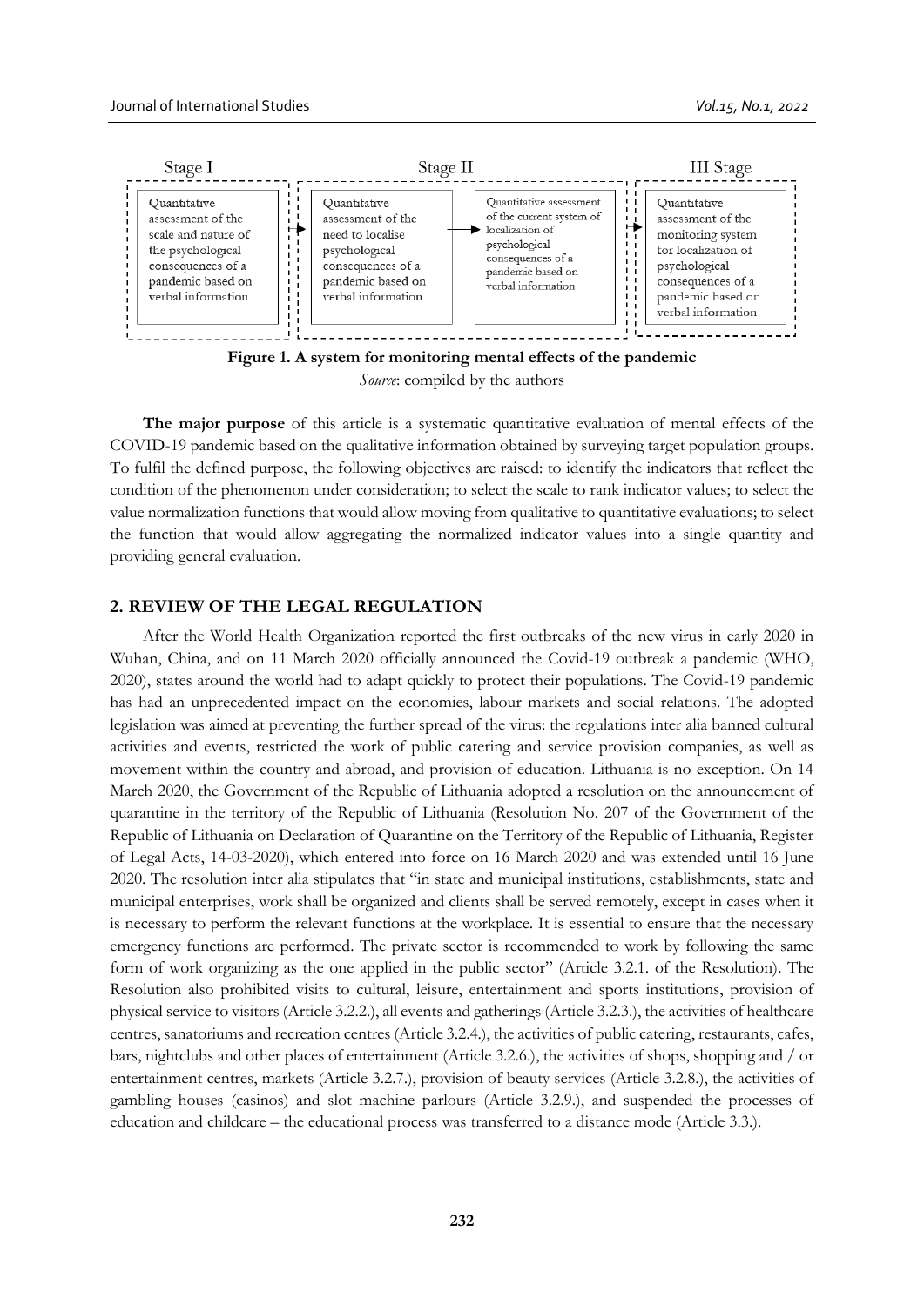Stage I

Quantitative assessment of the scale and nature of the psychological consequences of a pandemic based on verbal information

Stage II

Quantitative assessment of the need to localise psychological consequences of a pandemic based on verbal information

Quantitative assessment of the current system of localization of psychological consequences of a pandemic based on verbal information

III Stage

Quantitative assessment of the monitoring system for localization of psychological consequences of a pandemic based on verbal information

**Figure 1. A system for monitoring mental effects of the pandemic**

*Source*: compiled by the authors

**The major purpose** of this article is a systematic quantitative evaluation of mental effects of the COVID-19 pandemic based on the qualitative information obtained by surveying target population groups. To fulfil the defined purpose, the following objectives are raised: to identify the indicators that reflect the condition of the phenomenon under consideration; to select the scale to rank indicator values; to select the value normalization functions that would allow moving from qualitative to quantitative evaluations; to select the function that would allow aggregating the normalized indicator values into a single quantity and providing general evaluation.

## 2. REVIEW OF THE LEGAL REGULATION

After the World Health Organization reported the first outbreaks of the new virus in early 2020 in Wuhan, China, and on 11 March 2020 officially announced the Covid-19 outbreak a pandemic (WHO, 2020), states around the world had to adapt quickly to protect their populations. The Covid-19 pandemic has had an unprecedented impact on the economies, labour markets and social relations. The adopted legislation was aimed at preventing the further spread of the virus: the regulations inter alia banned cultural activities and events, restricted the work of public catering and service provision companies, as well as movement within the country and abroad, and provision of education. Lithuania is no exception. On 14 March 2020, the Government of the Republic of Lithuania adopted a resolution on the announcement of quarantine in the territory of the Republic of Lithuania (Resolution No. 207 of the Government of the Republic of Lithuania on Declaration of Quarantine on the Territory of the Republic of Lithuania, Register of Legal Acts, 14-03-2020), which entered into force on 16 March 2020 and was extended until 16 June 2020. The resolution inter alia stipulates that "in state and municipal institutions, establishments, state and municipal enterprises, work shall be organized and clients shall be served remotely, except in cases when it is necessary to perform the relevant functions at the workplace. It is essential to ensure that the necessary emergency functions are performed. The private sector is recommended to work by following the same form of work organizing as the one applied in the public sector" (Article 3.2.1. of the Resolution). The Resolution also prohibited visits to cultural, leisure, entertainment and sports institutions, provision of physical service to visitors (Article 3.2.2.), all events and gatherings (Article 3.2.3.), the activities of healthcare centres, sanatoriums and recreation centres (Article 3.2.4.), the activities of public catering, restaurants, cafes, bars, nightclubs and other places of entertainment (Article 3.2.6.), the activities of shops, shopping and / or entertainment centres, markets (Article 3.2.7.), provision of beauty services (Article 3.2.8.), the activities of gambling houses (casinos) and slot machine parlours (Article 3.2.9.), and suspended the processes of education and childcare – the educational process was transferred to a distance mode (Article 3.3.).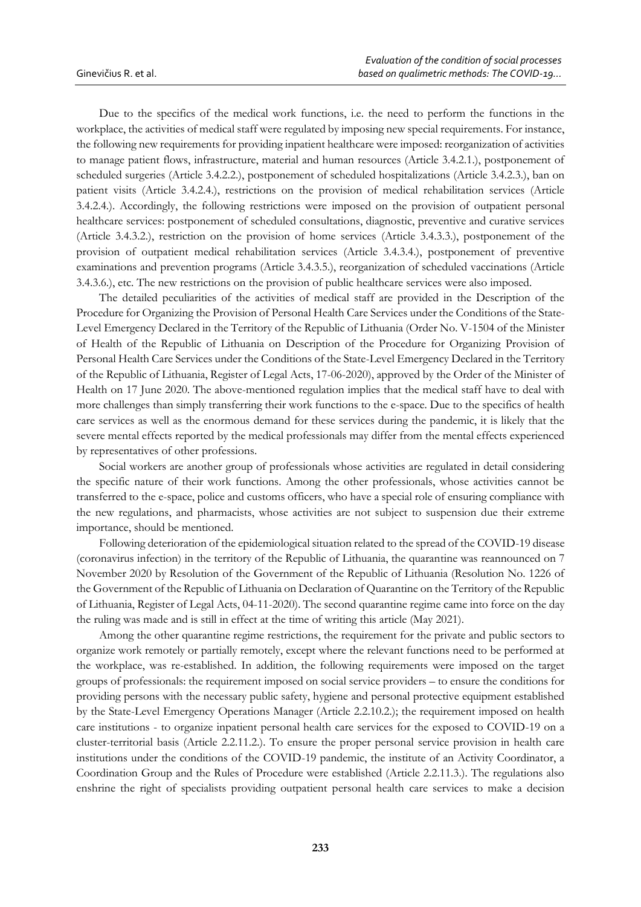Due to the specifics of the medical work functions, i.e. the need to perform the functions in the workplace, the activities of medical staff were regulated by imposing new special requirements. For instance, the following new requirements for providing inpatient healthcare were imposed: reorganization of activities to manage patient flows, infrastructure, material and human resources (Article 3.4.2.1.), postponement of scheduled surgeries (Article 3.4.2.2.), postponement of scheduled hospitalizations (Article 3.4.2.3.), ban on patient visits (Article 3.4.2.4.), restrictions on the provision of medical rehabilitation services (Article 3.4.2.4.). Accordingly, the following restrictions were imposed on the provision of outpatient personal healthcare services: postponement of scheduled consultations, diagnostic, preventive and curative services (Article 3.4.3.2.), restriction on the provision of home services (Article 3.4.3.3.), postponement of the provision of outpatient medical rehabilitation services (Article 3.4.3.4.), postponement of preventive examinations and prevention programs (Article 3.4.3.5.), reorganization of scheduled vaccinations (Article 3.4.3.6.), etc. The new restrictions on the provision of public healthcare services were also imposed.

The detailed peculiarities of the activities of medical staff are provided in the Description of the Procedure for Organizing the Provision of Personal Health Care Services under the Conditions of the State-Level Emergency Declared in the Territory of the Republic of Lithuania (Order No. V-1504 of the Minister of Health of the Republic of Lithuania on Description of the Procedure for Organizing Provision of Personal Health Care Services under the Conditions of the State-Level Emergency Declared in the Territory of the Republic of Lithuania, Register of Legal Acts, 17-06-2020), approved by the Order of the Minister of Health on 17 June 2020. The above-mentioned regulation implies that the medical staff have to deal with more challenges than simply transferring their work functions to the e-space. Due to the specifics of health care services as well as the enormous demand for these services during the pandemic, it is likely that the severe mental effects reported by the medical professionals may differ from the mental effects experienced by representatives of other professions.

Social workers are another group of professionals whose activities are regulated in detail considering the specific nature of their work functions. Among the other professionals, whose activities cannot be transferred to the e-space, police and customs officers, who have a special role of ensuring compliance with the new regulations, and pharmacists, whose activities are not subject to suspension due their extreme importance, should be mentioned.

Following deterioration of the epidemiological situation related to the spread of the COVID-19 disease (coronavirus infection) in the territory of the Republic of Lithuania, the quarantine was reannounced on 7 November 2020 by Resolution of the Government of the Republic of Lithuania (Resolution No. 1226 of the Government of the Republic of Lithuania on Declaration of Quarantine on the Territory of the Republic of Lithuania, Register of Legal Acts, 04-11-2020). The second quarantine regime came into force on the day the ruling was made and is still in effect at the time of writing this article (May 2021).

Among the other quarantine regime restrictions, the requirement for the private and public sectors to organize work remotely or partially remotely, except where the relevant functions need to be performed at the workplace, was re-established. In addition, the following requirements were imposed on the target groups of professionals: the requirement imposed on social service providers – to ensure the conditions for providing persons with the necessary public safety, hygiene and personal protective equipment established by the State-Level Emergency Operations Manager (Article 2.2.10.2.); the requirement imposed on health care institutions - to organize inpatient personal health care services for the exposed to COVID-19 on a cluster-territorial basis (Article 2.2.11.2.). To ensure the proper personal service provision in health care institutions under the conditions of the COVID-19 pandemic, the institute of an Activity Coordinator, a Coordination Group and the Rules of Procedure were established (Article 2.2.11.3.). The regulations also enshrine the right of specialists providing outpatient personal health care services to make a decision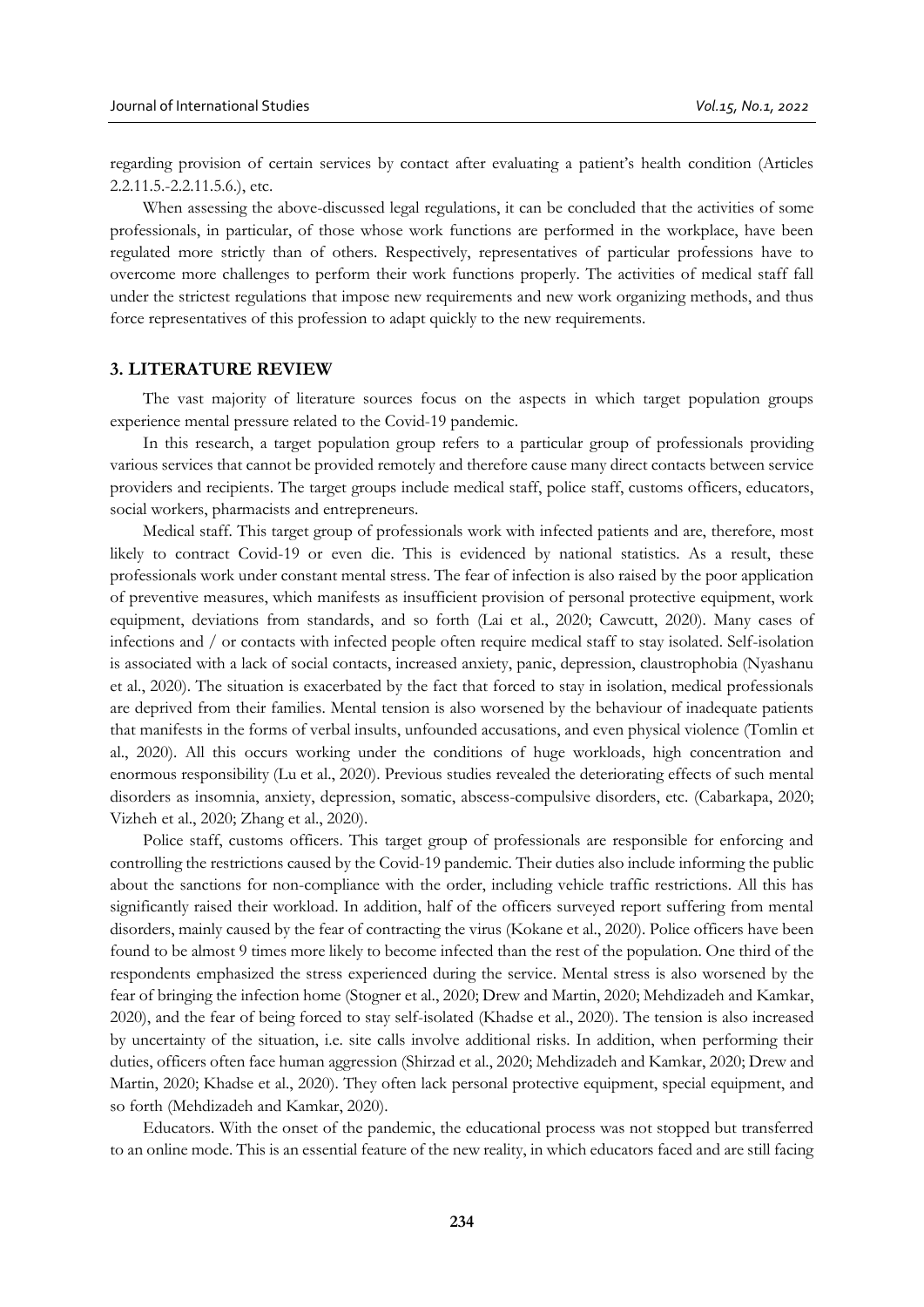regarding provision of certain services by contact after evaluating a patient's health condition (Articles 2.2.11.5.-2.2.11.5.6.), etc.

When assessing the above-discussed legal regulations, it can be concluded that the activities of some professionals, in particular, of those whose work functions are performed in the workplace, have been regulated more strictly than of others. Respectively, representatives of particular professions have to overcome more challenges to perform their work functions properly. The activities of medical staff fall under the strictest regulations that impose new requirements and new work organizing methods, and thus force representatives of this profession to adapt quickly to the new requirements.

## 3. LITERATURE REVIEW

The vast majority of literature sources focus on the aspects in which target population groups experience mental pressure related to the Covid-19 pandemic.

In this research, a target population group refers to a particular group of professionals providing various services that cannot be provided remotely and therefore cause many direct contacts between service providers and recipients. The target groups include medical staff, police staff, customs officers, educators, social workers, pharmacists and entrepreneurs.

Medical staff. This target group of professionals work with infected patients and are, therefore, most likely to contract Covid-19 or even die. This is evidenced by national statistics. As a result, these professionals work under constant mental stress. The fear of infection is also raised by the poor application of preventive measures, which manifests as insufficient provision of personal protective equipment, work equipment, deviations from standards, and so forth (Lai et al., 2020; Cawcutt, 2020). Many cases of infections and / or contacts with infected people often require medical staff to stay isolated. Self-isolation is associated with a lack of social contacts, increased anxiety, panic, depression, claustrophobia (Nyashanu et al., 2020). The situation is exacerbated by the fact that forced to stay in isolation, medical professionals are deprived from their families. Mental tension is also worsened by the behaviour of inadequate patients that manifests in the forms of verbal insults, unfounded accusations, and even physical violence (Tomlin et al., 2020). All this occurs working under the conditions of huge workloads, high concentration and enormous responsibility (Lu et al., 2020). Previous studies revealed the deteriorating effects of such mental disorders as insomnia, anxiety, depression, somatic, abscess-compulsive disorders, etc. (Cabarkapa, 2020; Vizheh et al., 2020; Zhang et al., 2020).

Police staff, customs officers. This target group of professionals are responsible for enforcing and controlling the restrictions caused by the Covid-19 pandemic. Their duties also include informing the public about the sanctions for non-compliance with the order, including vehicle traffic restrictions. All this has significantly raised their workload. In addition, half of the officers surveyed report suffering from mental disorders, mainly caused by the fear of contracting the virus (Kokane et al., 2020). Police officers have been found to be almost 9 times more likely to become infected than the rest of the population. One third of the respondents emphasized the stress experienced during the service. Mental stress is also worsened by the fear of bringing the infection home (Stogner et al., 2020; Drew and Martin, 2020; Mehdizadeh and Kamkar, 2020), and the fear of being forced to stay self-isolated (Khadse et al., 2020). The tension is also increased by uncertainty of the situation, i.e. site calls involve additional risks. In addition, when performing their duties, officers often face human aggression (Shirzad et al., 2020; Mehdizadeh and Kamkar, 2020; Drew and Martin, 2020; Khadse et al., 2020). They often lack personal protective equipment, special equipment, and so forth (Mehdizadeh and Kamkar, 2020).

Educators. With the onset of the pandemic, the educational process was not stopped but transferred to an online mode. This is an essential feature of the new reality, in which educators faced and are still facing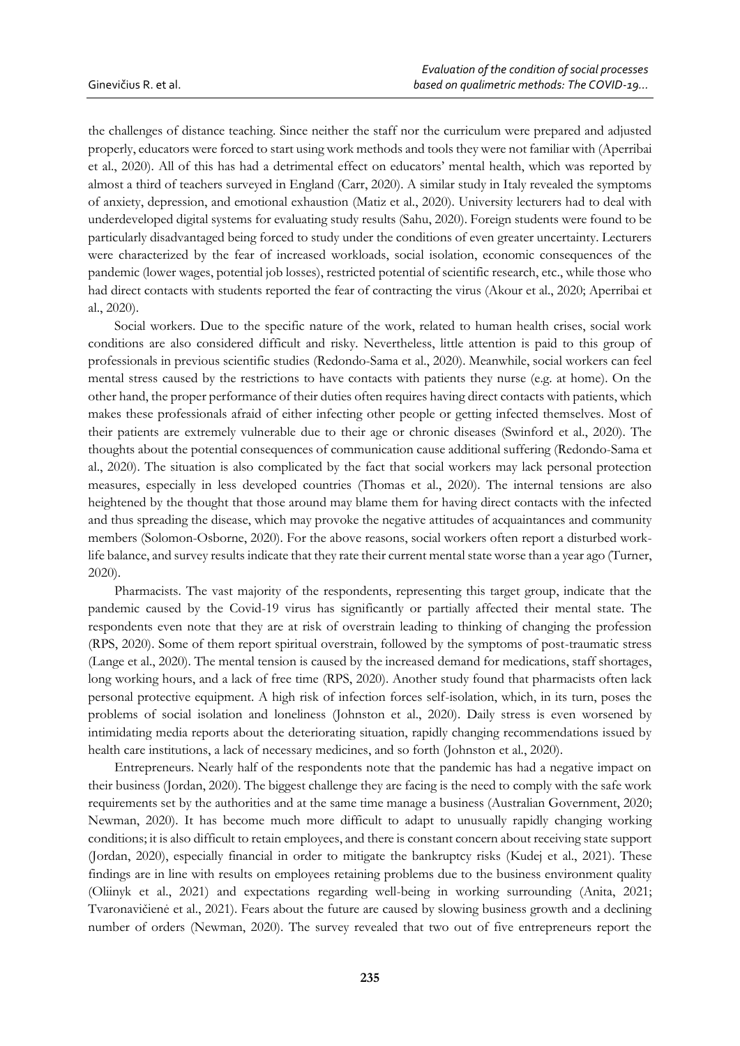the challenges of distance teaching. Since neither the staff nor the curriculum were prepared and adjusted properly, educators were forced to start using work methods and tools they were not familiar with (Aperribai et al., 2020). All of this has had a detrimental effect on educators' mental health, which was reported by almost a third of teachers surveyed in England (Carr, 2020). A similar study in Italy revealed the symptoms of anxiety, depression, and emotional exhaustion (Matiz et al., 2020). University lecturers had to deal with underdeveloped digital systems for evaluating study results (Sahu, 2020). Foreign students were found to be particularly disadvantaged being forced to study under the conditions of even greater uncertainty. Lecturers were characterized by the fear of increased workloads, social isolation, economic consequences of the pandemic (lower wages, potential job losses), restricted potential of scientific research, etc., while those who had direct contacts with students reported the fear of contracting the virus (Akour et al., 2020; Aperribai et al., 2020).

Social workers. Due to the specific nature of the work, related to human health crises, social work conditions are also considered difficult and risky. Nevertheless, little attention is paid to this group of professionals in previous scientific studies (Redondo-Sama et al., 2020). Meanwhile, social workers can feel mental stress caused by the restrictions to have contacts with patients they nurse (e.g. at home). On the other hand, the proper performance of their duties often requires having direct contacts with patients, which makes these professionals afraid of either infecting other people or getting infected themselves. Most of their patients are extremely vulnerable due to their age or chronic diseases (Swinford et al., 2020). The thoughts about the potential consequences of communication cause additional suffering (Redondo-Sama et al., 2020). The situation is also complicated by the fact that social workers may lack personal protection measures, especially in less developed countries (Thomas et al., 2020). The internal tensions are also heightened by the thought that those around may blame them for having direct contacts with the infected and thus spreading the disease, which may provoke the negative attitudes of acquaintances and community members (Solomon-Osborne, 2020). For the above reasons, social workers often report a disturbed work-life balance, and survey results indicate that they rate their current mental state worse than a year ago (Turner, 2020).

Pharmacists. The vast majority of the respondents, representing this target group, indicate that the pandemic caused by the Covid-19 virus has significantly or partially affected their mental state. The respondents even note that they are at risk of overstrain leading to thinking of changing the profession (RPS, 2020). Some of them report spiritual overstrain, followed by the symptoms of post-traumatic stress (Lange et al., 2020). The mental tension is caused by the increased demand for medications, staff shortages, long working hours, and a lack of free time (RPS, 2020). Another study found that pharmacists often lack personal protective equipment. A high risk of infection forces self-isolation, which, in its turn, poses the problems of social isolation and loneliness (Johnston et al., 2020). Daily stress is even worsened by intimidating media reports about the deteriorating situation, rapidly changing recommendations issued by health care institutions, a lack of necessary medicines, and so forth (Johnston et al., 2020).

Entrepreneurs. Nearly half of the respondents note that the pandemic has had a negative impact on their business (Jordan, 2020). The biggest challenge they are facing is the need to comply with the safe work requirements set by the authorities and at the same time manage a business (Australian Government, 2020; Newman, 2020). It has become much more difficult to adapt to unusually rapidly changing working conditions; it is also difficult to retain employees, and there is constant concern about receiving state support (Jordan, 2020), especially financial in order to mitigate the bankruptcy risks (Kudej et al., 2021). These findings are in line with results on employees retaining problems due to the business environment quality (Oliinyk et al., 2021) and expectations regarding well-being in working surrounding (Anita, 2021; Tvaronavičienė et al., 2021). Fears about the future are caused by slowing business growth and a declining number of orders (Newman, 2020). The survey revealed that two out of five entrepreneurs report the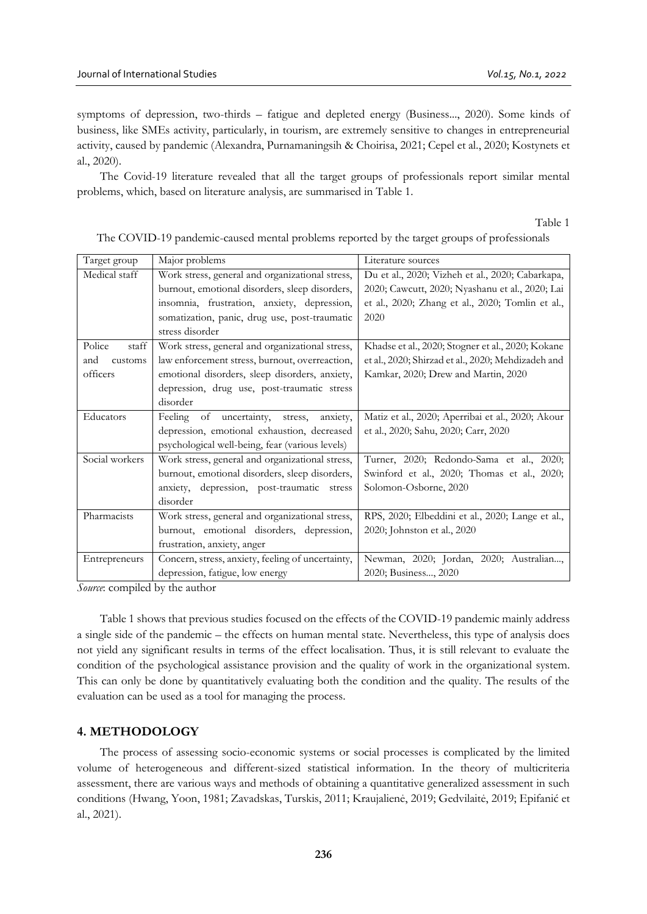symptoms of depression, two-thirds – fatigue and depleted energy (Business..., 2020). Some kinds of business, like SMEs activity, particularly, in tourism, are extremely sensitive to changes in entrepreneurial activity, caused by pandemic (Alexandra, Purnamaningsih & Choirisa, 2021; Cepel et al., 2020; Kostynets et al., 2020).

The Covid-19 literature revealed that all the target groups of professionals report similar mental problems, which, based on literature analysis, are summarised in Table 1.

Table 1

The COVID-19 pandemic-caused mental problems reported by the target groups of professionals

| Target group | Major problems | Literature sources |
|---|---|---|
| Medical staff | Work stress, general and organizational stress, burnout, emotional disorders, sleep disorders, insomnia, frustration, anxiety, depression, somatization, panic, drug use, post-traumatic stress disorder | Du et al., 2020; Vizheh et al., 2020; Cabarkapa, 2020; Cawcutt, 2020; Nyashanu et al., 2020; Lai et al., 2020; Zhang et al., 2020; Tomlin et al., 2020 |
| Police staff and customs officers | Work stress, general and organizational stress, law enforcement stress, burnout, overreaction, emotional disorders, sleep disorders, anxiety, depression, drug use, post-traumatic stress disorder | Khadse et al., 2020; Stogner et al., 2020; Kokane et al., 2020; Shirzad et al., 2020; Mehdizadeh and Kamkar, 2020; Drew and Martin, 2020 |
| Educators | Feeling of uncertainty, stress, anxiety, depression, emotional exhaustion, decreased psychological well-being, fear (various levels) | Matiz et al., 2020; Aperribai et al., 2020; Akour et al., 2020; Sahu, 2020; Carr, 2020 |
| Social workers | Work stress, general and organizational stress, burnout, emotional disorders, sleep disorders, anxiety, depression, post-traumatic stress disorder | Turner, 2020; Redondo-Sama et al., 2020; Swinford et al., 2020; Thomas et al., 2020; Solomon-Osborne, 2020 |
| Pharmacists | Work stress, general and organizational stress, burnout, emotional disorders, depression, frustration, anxiety, anger | RPS, 2020; Elbeddini et al., 2020; Lange et al., 2020; Johnston et al., 2020 |
| Entrepreneurs | Concern, stress, anxiety, feeling of uncertainty, depression, fatigue, low energy | Newman, 2020; Jordan, 2020; Australian..., 2020; Business..., 2020 |

*Source*: compiled by the author

Table 1 shows that previous studies focused on the effects of the COVID-19 pandemic mainly address a single side of the pandemic – the effects on human mental state. Nevertheless, this type of analysis does not yield any significant results in terms of the effect localisation. Thus, it is still relevant to evaluate the condition of the psychological assistance provision and the quality of work in the organizational system. This can only be done by quantitatively evaluating both the condition and the quality. The results of the evaluation can be used as a tool for managing the process.

## 4. METHODOLOGY

The process of assessing socio-economic systems or social processes is complicated by the limited volume of heterogeneous and different-sized statistical information. In the theory of multicriteria assessment, there are various ways and methods of obtaining a quantitative generalized assessment in such conditions (Hwang, Yoon, 1981; Zavadskas, Turskis, 2011; Kraujalienė, 2019; Gedvilaitė, 2019; Epifanić et al., 2021).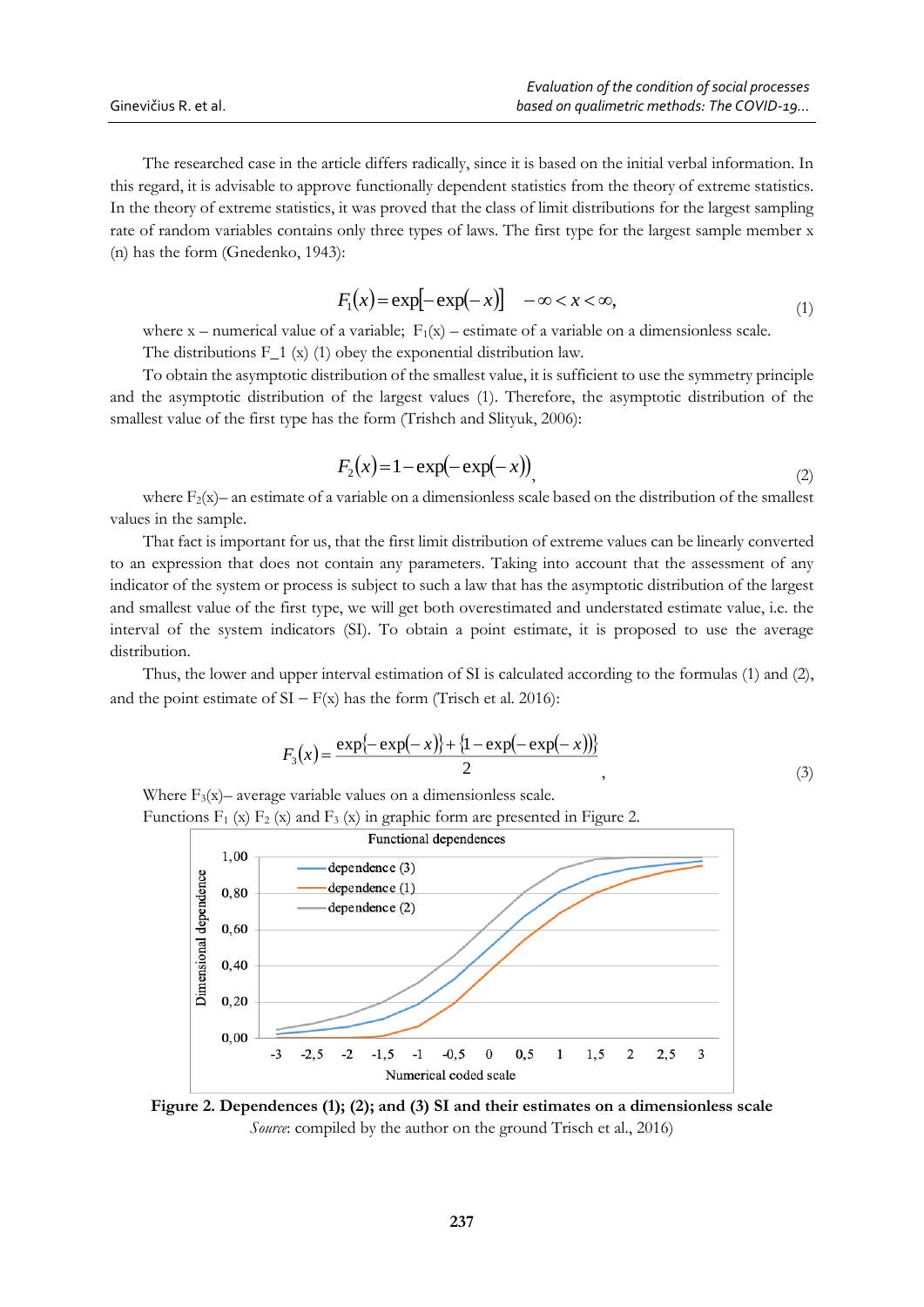The researched case in the article differs radically, since it is based on the initial verbal information. In this regard, it is advisable to approve functionally dependent statistics from the theory of extreme statistics. In the theory of extreme statistics, it was proved that the class of limit distributions for the largest sampling rate of random variables contains only three types of laws. The first type for the largest sample member x (n) has the form (Gnedenko, 1943):

$$F_1(x) = \exp[-\exp(-x)] \quad -\infty < x < \infty, \tag{1}$$

where x – numerical value of a variable; $F_1(x)$ – estimate of a variable on a dimensionless scale.

The distributions F_1 (x) (1) obey the exponential distribution law.

To obtain the asymptotic distribution of the smallest value, it is sufficient to use the symmetry principle and the asymptotic distribution of the largest values (1). Therefore, the asymptotic distribution of the smallest value of the first type has the form (Trishch and Slityuk, 2006):

$$F_2(x) = 1 - \exp(-\exp(-x)), \tag{2}$$

where $F_2(x)$– an estimate of a variable on a dimensionless scale based on the distribution of the smallest values in the sample.

That fact is important for us, that the first limit distribution of extreme values can be linearly converted to an expression that does not contain any parameters. Taking into account that the assessment of any indicator of the system or process is subject to such a law that has the asymptotic distribution of the largest and smallest value of the first type, we will get both overestimated and understated estimate value, i.e. the interval of the system indicators (SI). To obtain a point estimate, it is proposed to use the average distribution.

Thus, the lower and upper interval estimation of SI is calculated according to the formulas (1) and (2), and the point estimate of SI – F(x) has the form (Trisch et al. 2016):

$$F_3(x) = \frac{\exp\{-\exp(-x)\} + \{1 - \exp(-\exp(-x))\}}{2}, \tag{3}$$

Where $F_3(x)$– average variable values on a dimensionless scale.

Functions $F_1$ (x) $F_2$ (x) and $F_3$ (x) in graphic form are presented in Figure 2.

**Figure 2. Dependences (1); (2); and (3) SI and their estimates on a dimensionless scale**

*Source*: compiled by the author on the ground Trisch et al., 2016)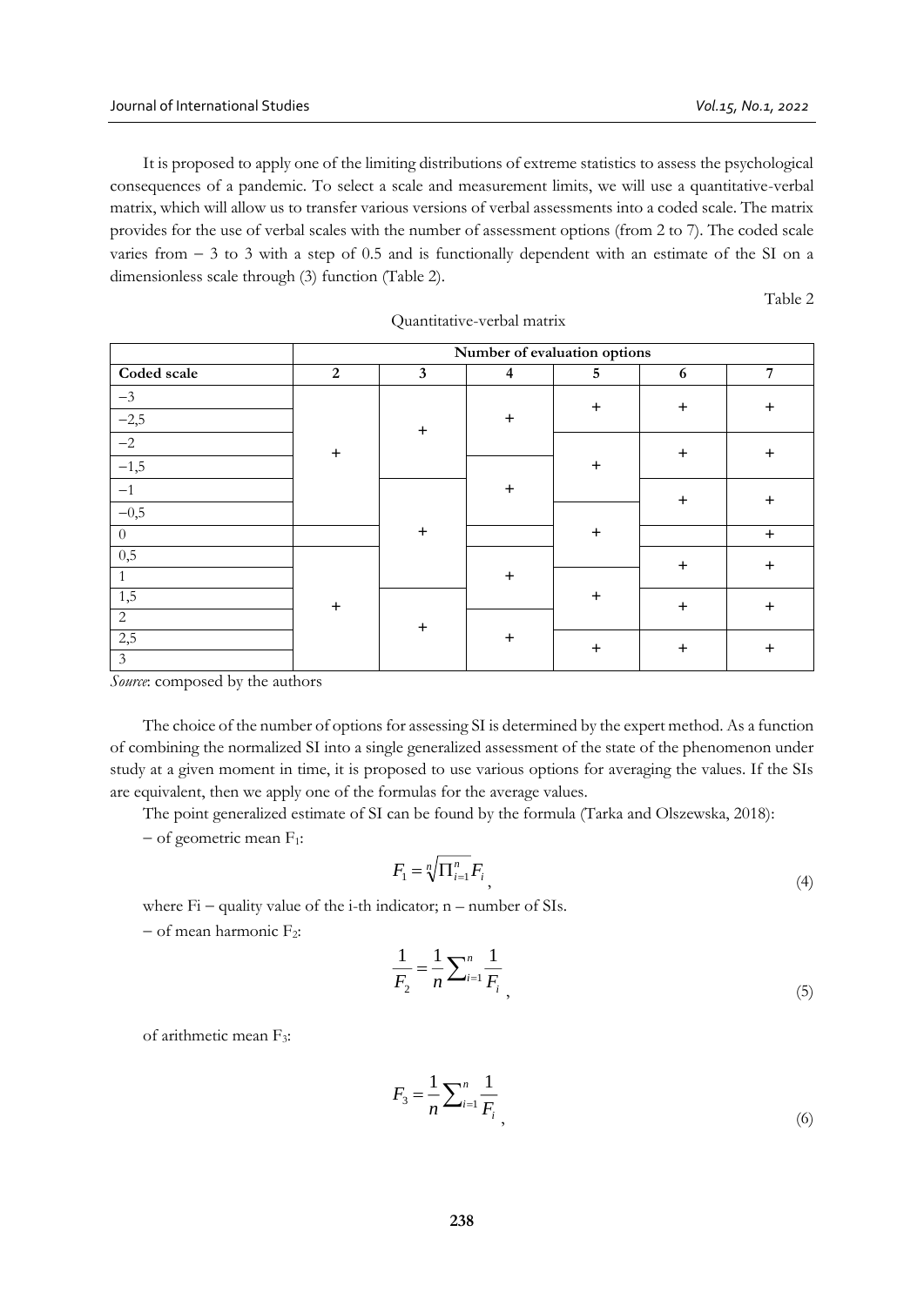It is proposed to apply one of the limiting distributions of extreme statistics to assess the psychological consequences of a pandemic. To select a scale and measurement limits, we will use a quantitative-verbal matrix, which will allow us to transfer various versions of verbal assessments into a coded scale. The matrix provides for the use of verbal scales with the number of assessment options (from 2 to 7). The coded scale varies from – 3 to 3 with a step of 0.5 and is functionally dependent with an estimate of the SI on a dimensionless scale through (3) function (Table 2).

Table 2

Quantitative-verbal matrix

| | Number of evaluation options | | | | | |
|---|---|---|---|---|---|---|
| **Coded scale** | **2** | **3** | **4** | **5** | **6** | **7** |
| –3 | | | | + | + | + |
| –2,5 | | + | + | | | |
| –2 | + | | | | + | + |
| –1,5 | | | | + | | |
| –1 | | | + | | + | + |
| –0,5 | | | | | | |
| 0 | | + | | + | | + |
| 0,5 | | | | | + | + |
| 1 | | | + | | | |
| 1,5 | + | | | + | + | + |
| 2 | | + | | | | |
| 2,5 | | | + | + | + | + |
| 3 | | | | | | |

*Source*: composed by the authors

The choice of the number of options for assessing SI is determined by the expert method. As a function of combining the normalized SI into a single generalized assessment of the state of the phenomenon under study at a given moment in time, it is proposed to use various options for averaging the values. If the SIs are equivalent, then we apply one of the formulas for the average values.

The point generalized estimate of SI can be found by the formula (Tarka and Olszewska, 2018):

– of geometric mean $F_1$:

$$F_1 = \sqrt[n]{\Pi_{i=1}^{n} F_i}, \tag{4}$$

where Fi – quality value of the i-th indicator; n – number of SIs.

– of mean harmonic $F_2$:

$$\frac{1}{F_2} = \frac{1}{n}\sum_{i=1}^{n}\frac{1}{F_i}, \tag{5}$$

of arithmetic mean $F_3$:

$$F_3 = \frac{1}{n}\sum_{i=1}^{n}\frac{1}{F_i}, \tag{6}$$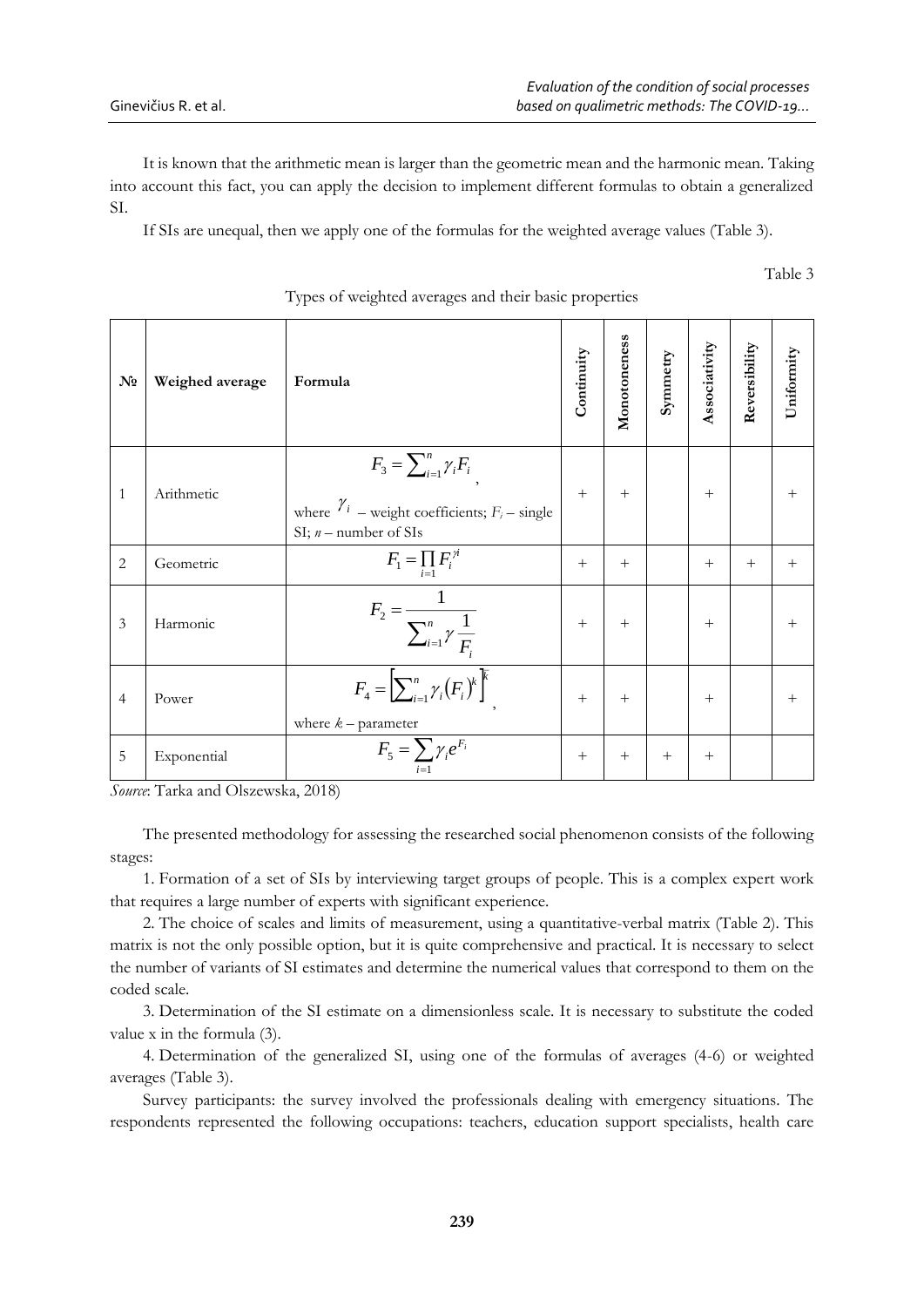It is known that the arithmetic mean is larger than the geometric mean and the harmonic mean. Taking into account this fact, you can apply the decision to implement different formulas to obtain a generalized SI.

If SIs are unequal, then we apply one of the formulas for the weighted average values (Table 3).

Table 3

Types of weighted averages and their basic properties

| № | Weighed average | Formula | Continuity | Monotoneness | Symmetry | Associativity | Reversibility | Uniformity |
|---|---|---|---|---|---|---|---|---|
| 1 | Arithmetic | $F_3 = \sum_{i=1}^{n} \gamma_i F_i$, where $\gamma_i$ – weight coefficients; $F_i$ – single SI; $n$ – number of SIs | + | + | | + | | + |
| 2 | Geometric | $F_1 = \prod_{i=1} F_i^{\gamma_i}$ | + | + | | + | + | + |
| 3 | Harmonic | $F_2 = \dfrac{1}{\sum_{i=1}^{n} \gamma \dfrac{1}{F_i}}$ | + | + | | + | | + |
| 4 | Power | $F_4 = \left[\sum_{i=1}^{n} \gamma_i (F_i)^k\right]^{\frac{1}{k}}$, where $k$ – parameter | + | + | | + | | + |
| 5 | Exponential | $F_5 = \sum_{i=1} \gamma_i e^{F_i}$ | + | + | + | + | | |

*Source*: Tarka and Olszewska, 2018)

The presented methodology for assessing the researched social phenomenon consists of the following stages:

1. Formation of a set of SIs by interviewing target groups of people. This is a complex expert work that requires a large number of experts with significant experience.

2. The choice of scales and limits of measurement, using a quantitative-verbal matrix (Table 2). This matrix is not the only possible option, but it is quite comprehensive and practical. It is necessary to select the number of variants of SI estimates and determine the numerical values that correspond to them on the coded scale.

3. Determination of the SI estimate on a dimensionless scale. It is necessary to substitute the coded value x in the formula (3).

4. Determination of the generalized SI, using one of the formulas of averages (4-6) or weighted averages (Table 3).

Survey participants: the survey involved the professionals dealing with emergency situations. The respondents represented the following occupations: teachers, education support specialists, health care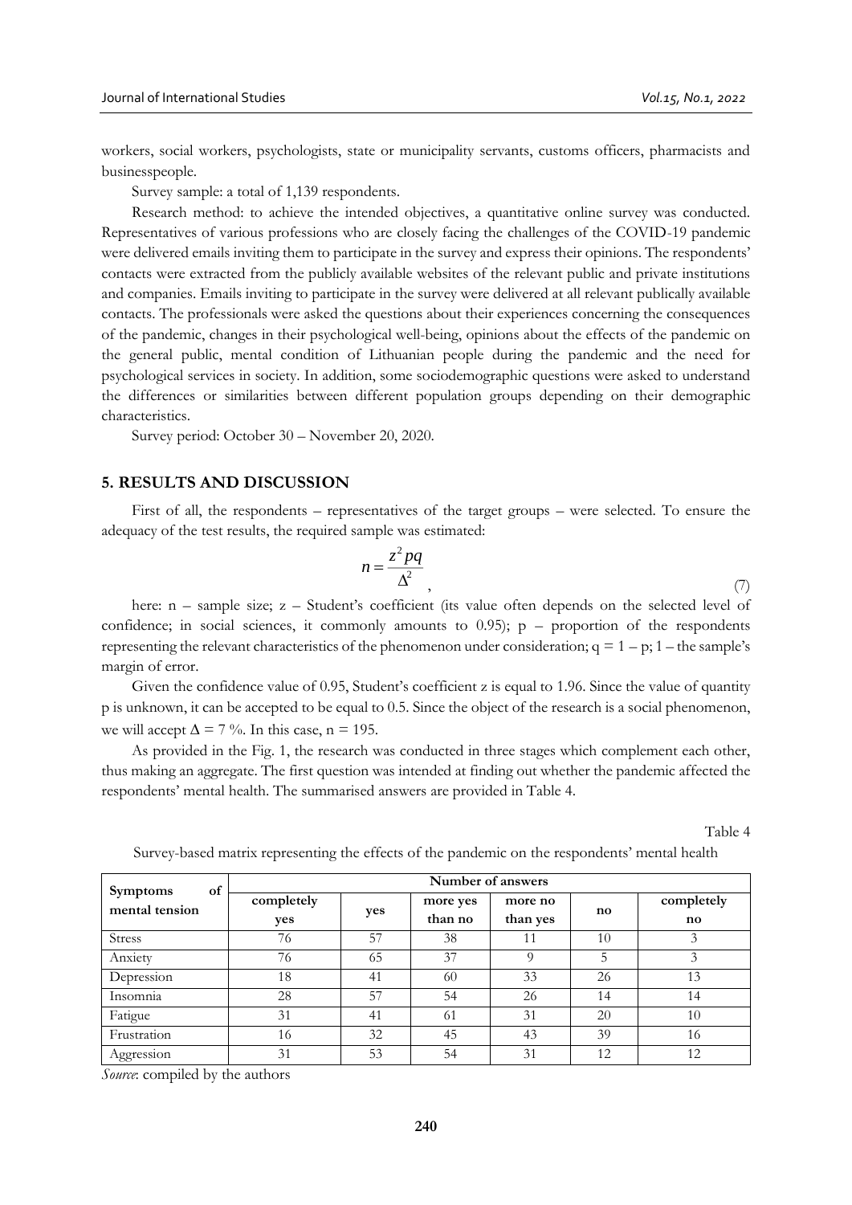workers, social workers, psychologists, state or municipality servants, customs officers, pharmacists and businesspeople.

Survey sample: a total of 1,139 respondents.

Research method: to achieve the intended objectives, a quantitative online survey was conducted. Representatives of various professions who are closely facing the challenges of the COVID-19 pandemic were delivered emails inviting them to participate in the survey and express their opinions. The respondents' contacts were extracted from the publicly available websites of the relevant public and private institutions and companies. Emails inviting to participate in the survey were delivered at all relevant publically available contacts. The professionals were asked the questions about their experiences concerning the consequences of the pandemic, changes in their psychological well-being, opinions about the effects of the pandemic on the general public, mental condition of Lithuanian people during the pandemic and the need for psychological services in society. In addition, some sociodemographic questions were asked to understand the differences or similarities between different population groups depending on their demographic characteristics.

Survey period: October 30 – November 20, 2020.

## 5. RESULTS AND DISCUSSION

First of all, the respondents – representatives of the target groups – were selected. To ensure the adequacy of the test results, the required sample was estimated:

$$n = \frac{z^2 pq}{\Delta^2}, \tag{7}$$

here: n – sample size; z – Student's coefficient (its value often depends on the selected level of confidence; in social sciences, it commonly amounts to 0.95); p – proportion of the respondents representing the relevant characteristics of the phenomenon under consideration; $q = 1 - p$; 1 – the sample's margin of error.

Given the confidence value of 0.95, Student's coefficient z is equal to 1.96. Since the value of quantity p is unknown, it can be accepted to be equal to 0.5. Since the object of the research is a social phenomenon, we will accept $\Delta = 7$ %. In this case, $n = 195$.

As provided in the Fig. 1, the research was conducted in three stages which complement each other, thus making an aggregate. The first question was intended at finding out whether the pandemic affected the respondents' mental health. The summarised answers are provided in Table 4.

Table 4

Survey-based matrix representing the effects of the pandemic on the respondents' mental health

| Symptoms of mental tension | Number of answers | | | | | |
|---|---|---|---|---|---|---|
| | completely yes | yes | more yes than no | more no than yes | no | completely no |
| Stress | 76 | 57 | 38 | 11 | 10 | 3 |
| Anxiety | 76 | 65 | 37 | 9 | 5 | 3 |
| Depression | 18 | 41 | 60 | 33 | 26 | 13 |
| Insomnia | 28 | 57 | 54 | 26 | 14 | 14 |
| Fatigue | 31 | 41 | 61 | 31 | 20 | 10 |
| Frustration | 16 | 32 | 45 | 43 | 39 | 16 |
| Aggression | 31 | 53 | 54 | 31 | 12 | 12 |

*Source*: compiled by the authors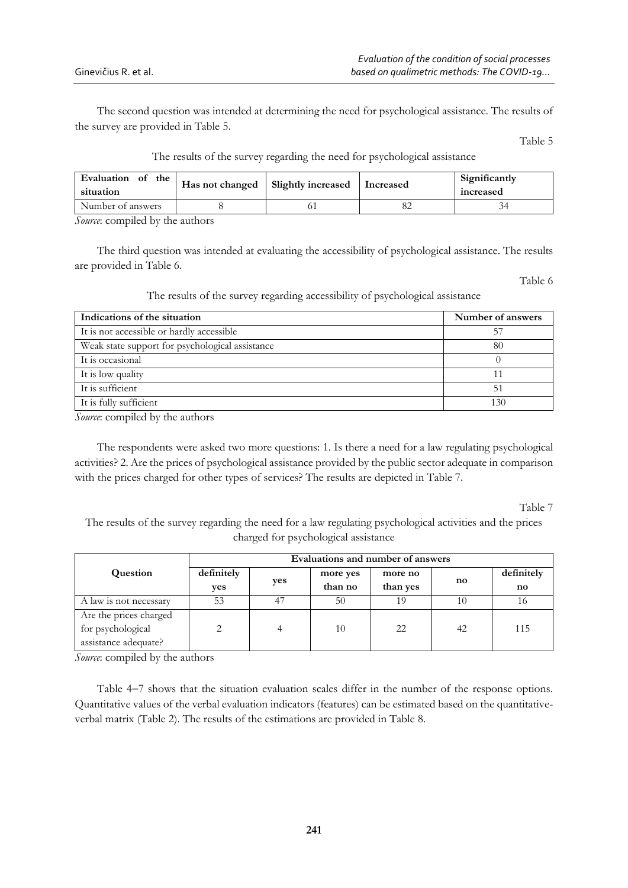The second question was intended at determining the need for psychological assistance. The results of the survey are provided in Table 5.

Table 5

The results of the survey regarding the need for psychological assistance

| **Evaluation of the situation** | **Has not changed** | **Slightly increased** | **Increased** | **Significantly increased** |
|---|---|---|---|---|
| Number of answers | 8 | 61 | 82 | 34 |

*Source*: compiled by the authors

The third question was intended at evaluating the accessibility of psychological assistance. The results are provided in Table 6.

Table 6

The results of the survey regarding accessibility of psychological assistance

| **Indications of the situation** | **Number of answers** |
|---|---|
| It is not accessible or hardly accessible | 57 |
| Weak state support for psychological assistance | 80 |
| It is occasional | 0 |
| It is low quality | 11 |
| It is sufficient | 51 |
| It is fully sufficient | 130 |

*Source*: compiled by the authors

The respondents were asked two more questions: 1. Is there a need for a law regulating psychological activities? 2. Are the prices of psychological assistance provided by the public sector adequate in comparison with the prices charged for other types of services? The results are depicted in Table 7.

Table 7

The results of the survey regarding the need for a law regulating psychological activities and the prices charged for psychological assistance

| **Question** | **Evaluations and number of answers** | | | | | |
|---|---|---|---|---|---|---|
| | **definitely yes** | **yes** | **more yes than no** | **more no than yes** | **no** | **definitely no** |
| A law is not necessary | 53 | 47 | 50 | 19 | 10 | 16 |
| Are the prices charged for psychological assistance adequate? | 2 | 4 | 10 | 22 | 42 | 115 |

*Source*: compiled by the authors

Table 4–7 shows that the situation evaluation scales differ in the number of the response options. Quantitative values of the verbal evaluation indicators (features) can be estimated based on the quantitative-verbal matrix (Table 2). The results of the estimations are provided in Table 8.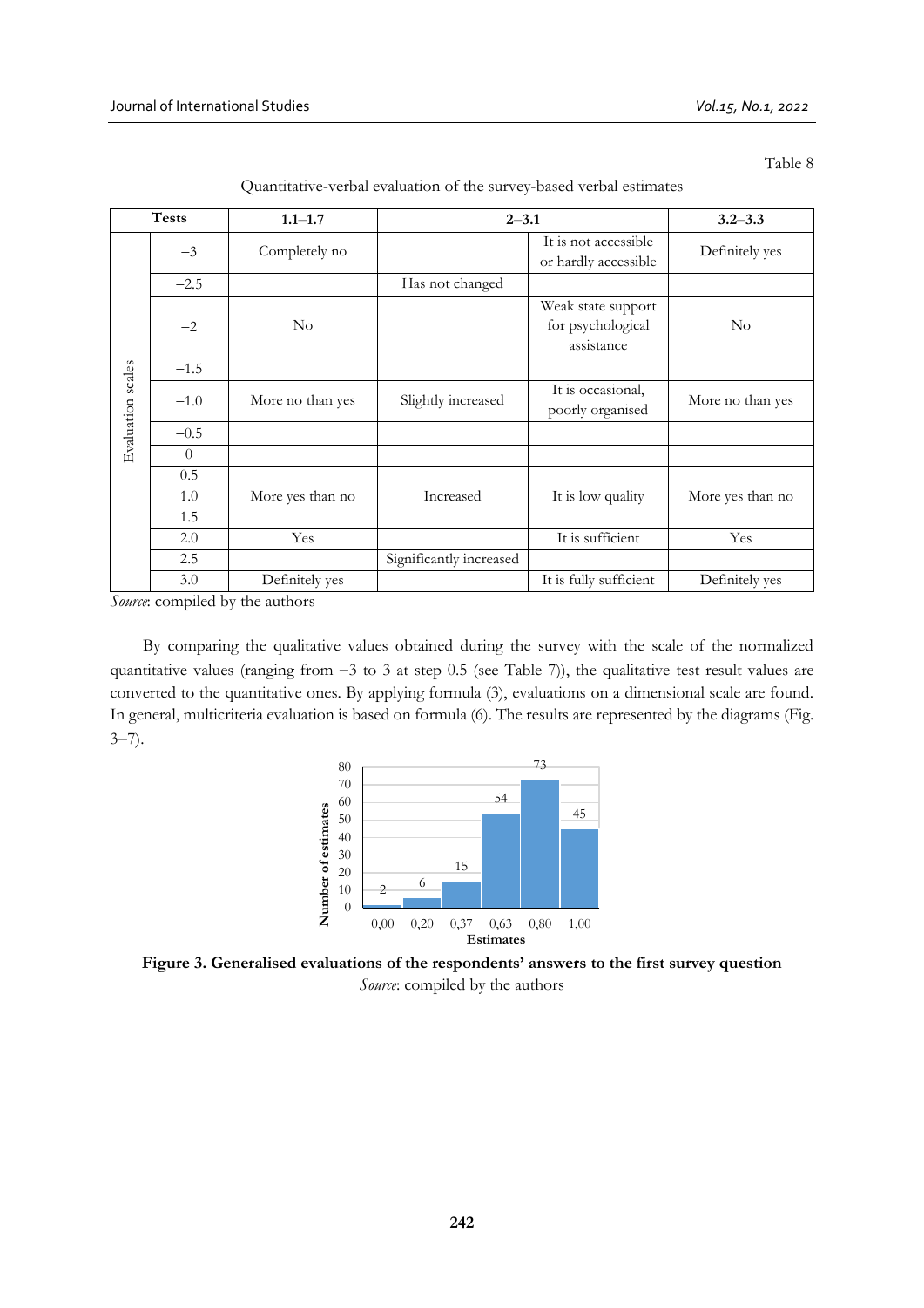Table 8

Quantitative-verbal evaluation of the survey-based verbal estimates

| Tests | | 1.1–1.7 | 2–3.1 | | 3.2–3.3 |
|---|---|---|---|---|---|
| Evaluation scales | −3 | Completely no | | It is not accessible or hardly accessible | Definitely yes |
| | −2.5 | | Has not changed | | |
| | −2 | No | | Weak state support for psychological assistance | No |
| | −1.5 | | | | |
| | −1.0 | More no than yes | Slightly increased | It is occasional, poorly organised | More no than yes |
| | −0.5 | | | | |
| | 0 | | | | |
| | 0.5 | | | | |
| | 1.0 | More yes than no | Increased | It is low quality | More yes than no |
| | 1.5 | | | | |
| | 2.0 | Yes | | It is sufficient | Yes |
| | 2.5 | | Significantly increased | | |
| | 3.0 | Definitely yes | | It is fully sufficient | Definitely yes |

*Source*: compiled by the authors

By comparing the qualitative values obtained during the survey with the scale of the normalized quantitative values (ranging from −3 to 3 at step 0.5 (see Table 7)), the qualitative test result values are converted to the quantitative ones. By applying formula (3), evaluations on a dimensional scale are found. In general, multicriteria evaluation is based on formula (6). The results are represented by the diagrams (Fig. 3–7).

**Figure 3. Generalised evaluations of the respondents' answers to the first survey question**

*Source*: compiled by the authors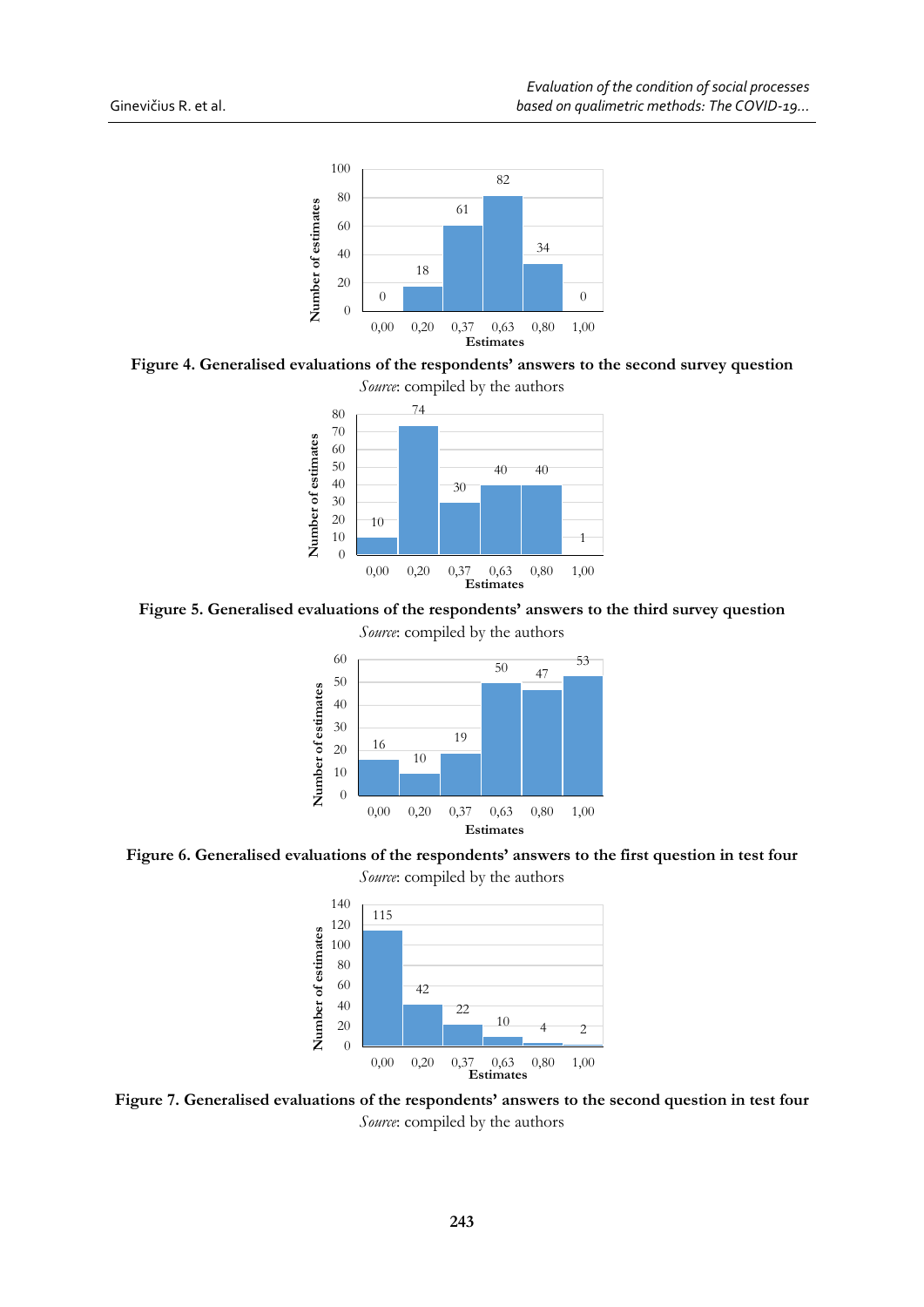**Figure 4. Generalised evaluations of the respondents' answers to the second survey question**

*Source*: compiled by the authors

**Figure 5. Generalised evaluations of the respondents' answers to the third survey question**

*Source*: compiled by the authors

**Figure 6. Generalised evaluations of the respondents' answers to the first question in test four**

*Source*: compiled by the authors

**Figure 7. Generalised evaluations of the respondents' answers to the second question in test four**

*Source*: compiled by the authors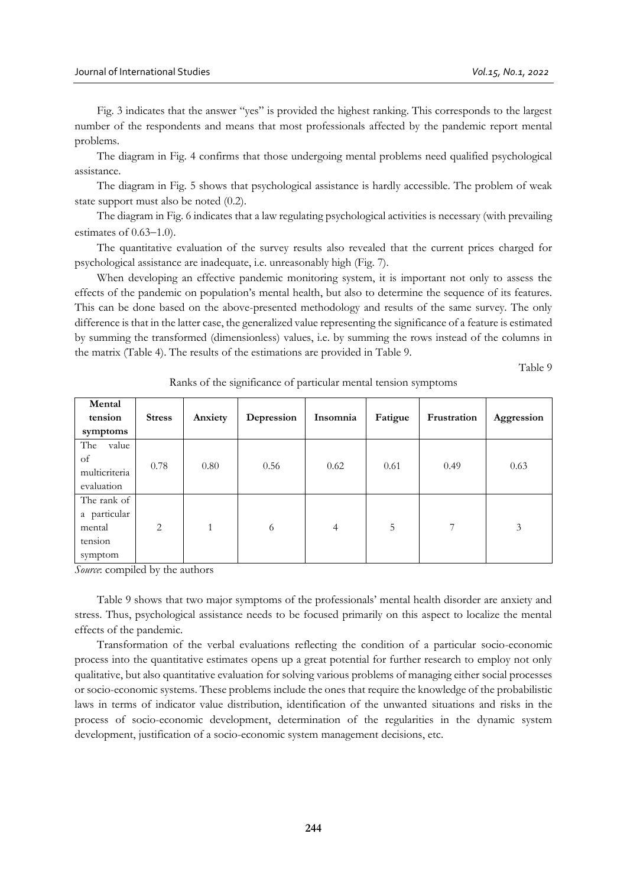Fig. 3 indicates that the answer "yes" is provided the highest ranking. This corresponds to the largest number of the respondents and means that most professionals affected by the pandemic report mental problems.

The diagram in Fig. 4 confirms that those undergoing mental problems need qualified psychological assistance.

The diagram in Fig. 5 shows that psychological assistance is hardly accessible. The problem of weak state support must also be noted (0.2).

The diagram in Fig. 6 indicates that a law regulating psychological activities is necessary (with prevailing estimates of 0.63–1.0).

The quantitative evaluation of the survey results also revealed that the current prices charged for psychological assistance are inadequate, i.e. unreasonably high (Fig. 7).

When developing an effective pandemic monitoring system, it is important not only to assess the effects of the pandemic on population's mental health, but also to determine the sequence of its features. This can be done based on the above-presented methodology and results of the same survey. The only difference is that in the latter case, the generalized value representing the significance of a feature is estimated by summing the transformed (dimensionless) values, i.e. by summing the rows instead of the columns in the matrix (Table 4). The results of the estimations are provided in Table 9.

Table 9

Ranks of the significance of particular mental tension symptoms

| **Mental tension symptoms** | **Stress** | **Anxiety** | **Depression** | **Insomnia** | **Fatigue** | **Frustration** | **Aggression** |
|---|---|---|---|---|---|---|---|
| The value of multicriteria evaluation | 0.78 | 0.80 | 0.56 | 0.62 | 0.61 | 0.49 | 0.63 |
| The rank of a particular mental tension symptom | 2 | 1 | 6 | 4 | 5 | 7 | 3 |

*Source*: compiled by the authors

Table 9 shows that two major symptoms of the professionals' mental health disorder are anxiety and stress. Thus, psychological assistance needs to be focused primarily on this aspect to localize the mental effects of the pandemic.

Transformation of the verbal evaluations reflecting the condition of a particular socio-economic process into the quantitative estimates opens up a great potential for further research to employ not only qualitative, but also quantitative evaluation for solving various problems of managing either social processes or socio-economic systems. These problems include the ones that require the knowledge of the probabilistic laws in terms of indicator value distribution, identification of the unwanted situations and risks in the process of socio-economic development, determination of the regularities in the dynamic system development, justification of a socio-economic system management decisions, etc.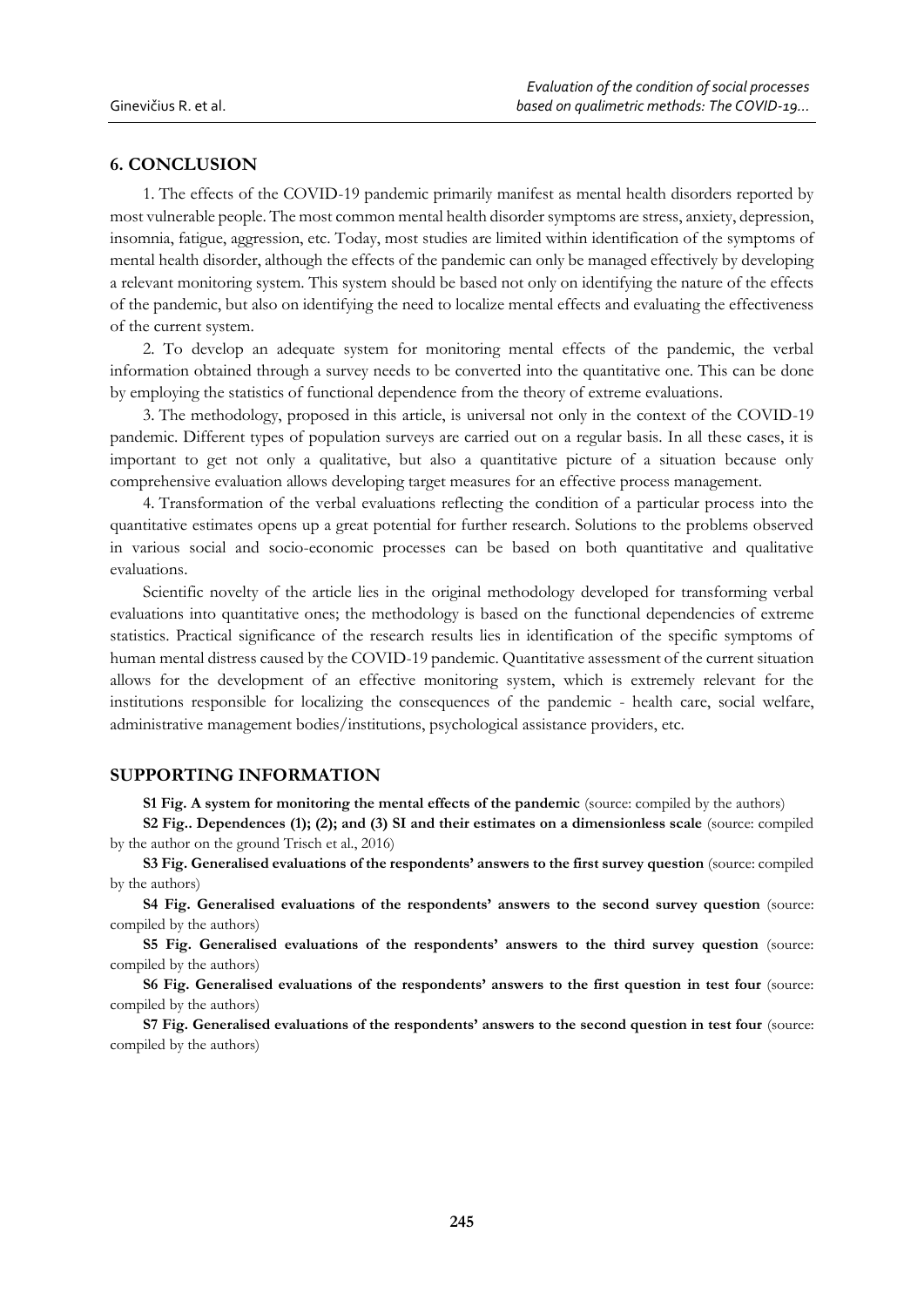## 6. CONCLUSION

1. The effects of the COVID-19 pandemic primarily manifest as mental health disorders reported by most vulnerable people. The most common mental health disorder symptoms are stress, anxiety, depression, insomnia, fatigue, aggression, etc. Today, most studies are limited within identification of the symptoms of mental health disorder, although the effects of the pandemic can only be managed effectively by developing a relevant monitoring system. This system should be based not only on identifying the nature of the effects of the pandemic, but also on identifying the need to localize mental effects and evaluating the effectiveness of the current system.

2. To develop an adequate system for monitoring mental effects of the pandemic, the verbal information obtained through a survey needs to be converted into the quantitative one. This can be done by employing the statistics of functional dependence from the theory of extreme evaluations.

3. The methodology, proposed in this article, is universal not only in the context of the COVID-19 pandemic. Different types of population surveys are carried out on a regular basis. In all these cases, it is important to get not only a qualitative, but also a quantitative picture of a situation because only comprehensive evaluation allows developing target measures for an effective process management.

4. Transformation of the verbal evaluations reflecting the condition of a particular process into the quantitative estimates opens up a great potential for further research. Solutions to the problems observed in various social and socio-economic processes can be based on both quantitative and qualitative evaluations.

Scientific novelty of the article lies in the original methodology developed for transforming verbal evaluations into quantitative ones; the methodology is based on the functional dependencies of extreme statistics. Practical significance of the research results lies in identification of the specific symptoms of human mental distress caused by the COVID-19 pandemic. Quantitative assessment of the current situation allows for the development of an effective monitoring system, which is extremely relevant for the institutions responsible for localizing the consequences of the pandemic - health care, social welfare, administrative management bodies/institutions, psychological assistance providers, etc.

## SUPPORTING INFORMATION

**S1 Fig. A system for monitoring the mental effects of the pandemic** (source: compiled by the authors)

**S2 Fig.. Dependences (1); (2); and (3) SI and their estimates on a dimensionless scale** (source: compiled by the author on the ground Trisch et al., 2016)

**S3 Fig. Generalised evaluations of the respondents' answers to the first survey question** (source: compiled by the authors)

**S4 Fig. Generalised evaluations of the respondents' answers to the second survey question** (source: compiled by the authors)

**S5 Fig. Generalised evaluations of the respondents' answers to the third survey question** (source: compiled by the authors)

**S6 Fig. Generalised evaluations of the respondents' answers to the first question in test four** (source: compiled by the authors)

**S7 Fig. Generalised evaluations of the respondents' answers to the second question in test four** (source: compiled by the authors)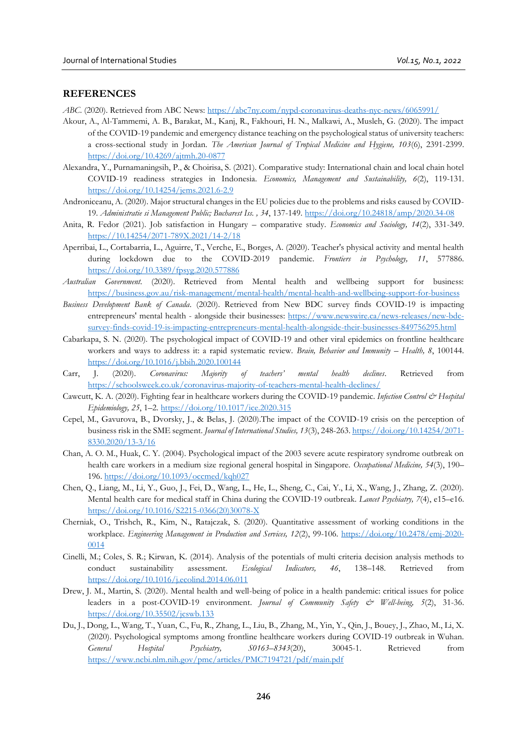## REFERENCES

*ABC*. (2020). Retrieved from ABC News: https://abc7ny.com/nypd-coronavirus-deaths-nyc-news/6065991/

Akour, A., Al-Tammemi, A. B., Barakat, M., Kanj, R., Fakhouri, H. N., Malkawi, A., Musleh, G. (2020). The impact of the COVID-19 pandemic and emergency distance teaching on the psychological status of university teachers: a cross-sectional study in Jordan. *The American Journal of Tropical Medicine and Hygiene, 103*(6), 2391-2399. https://doi.org/10.4269/ajtmh.20-0877

Alexandra, Y., Purnamaningsih, P., & Choirisa, S. (2021). Comparative study: International chain and local chain hotel COVID-19 readiness strategies in Indonesia. *Economics, Management and Sustainability, 6*(2), 119-131. https://doi.org/10.14254/jems.2021.6-2.9

Androniceanu, A. (2020). Major structural changes in the EU policies due to the problems and risks caused by COVID-19. *Administratie si Management Public; Bucharest Iss. , 34*, 137-149. https://doi.org/10.24818/amp/2020.34-08

Anita, R. Fedor (2021). Job satisfaction in Hungary – comparative study. *Economics and Sociology, 14*(2), 331-349. https://10.14254/2071-789X.2021/14-2/18

Aperribai, L., Cortabarria, L., Aguirre, T., Verche, E., Borges, A. (2020). Teacher's physical activity and mental health during lockdown due to the COVID-2019 pandemic. *Frontiers in Psychology, 11*, 577886. https://doi.org/10.3389/fpsyg.2020.577886

*Australian Government*. (2020). Retrieved from Mental health and wellbeing support for business: https://business.gov.au/risk-management/mental-health/mental-health-and-wellbeing-support-for-business

*Business Development Bank of Canada*. (2020). Retrieved from New BDC survey finds COVID-19 is impacting entrepreneurs' mental health - alongside their businesses: https://www.newswire.ca/news-releases/new-bdc-survey-finds-covid-19-is-impacting-entrepreneurs-mental-health-alongside-their-businesses-849756295.html

Cabarkapa, S. N. (2020). The psychological impact of COVID-19 and other viral epidemics on frontline healthcare workers and ways to address it: a rapid systematic review. *Brain, Behavior and Immunity – Health, 8*, 100144. https://doi.org/10.1016/j.bbih.2020.100144

Carr, J. (2020). *Coronavirus: Majority of teachers' mental health declines*. Retrieved from https://schoolsweek.co.uk/coronavirus-majority-of-teachers-mental-health-declines/

Cawcutt, K. A. (2020). Fighting fear in healthcare workers during the COVID-19 pandemic. *Infection Control & Hospital Epidemiology, 25*, 1–2. https://doi.org/10.1017/ice.2020.315

Cepel, M., Gavurova, B., Dvorsky, J., & Belas, J. (2020).The impact of the COVID-19 crisis on the perception of business risk in the SME segment. *Journal of International Studies, 13*(3), 248-263. https://doi.org/10.14254/2071-8330.2020/13-3/16

Chan, A. O. M., Huak, C. Y. (2004). Psychological impact of the 2003 severe acute respiratory syndrome outbreak on health care workers in a medium size regional general hospital in Singapore. *Occupational Medicine, 54*(3), 190–196. https://doi.org/10.1093/occmed/kqh027

Chen, Q., Liang, M., Li, Y., Guo, J., Fei, D., Wang, L., He, L., Sheng, C., Cai, Y., Li, X., Wang, J., Zhang, Z. (2020). Mental health care for medical staff in China during the COVID-19 outbreak. *Lancet Psychiatry, 7*(4), e15–e16. https://doi.org/10.1016/S2215-0366(20)30078-X

Cherniak, O., Trishch, R., Kim, N., Ratajczak, S. (2020). Quantitative assessment of working conditions in the workplace. *Engineering Management in Production and Services, 12*(2), 99-106. https://doi.org/10.2478/emj-2020-0014

Cinelli, M.; Coles, S. R.; Kirwan, K. (2014). Analysis of the potentials of multi criteria decision analysis methods to conduct sustainability assessment. *Ecological Indicators, 46*, 138–148. Retrieved from https://doi.org/10.1016/j.ecolind.2014.06.011

Drew, J. M., Martin, S. (2020). Mental health and well-being of police in a health pandemic: critical issues for police leaders in a post-COVID-19 environment. *Journal of Community Safety & Well-being, 5*(2), 31-36. https://doi.org/10.35502/jcswb.133

Du, J., Dong, L., Wang, T., Yuan, C., Fu, R., Zhang, L., Liu, B., Zhang, M., Yin, Y., Qin, J., Bouey, J., Zhao, M., Li, X. (2020). Psychological symptoms among frontline healthcare workers during COVID-19 outbreak in Wuhan. *General Hospital Psychiatry, S0163–8343*(20), 30045-1. Retrieved from https://www.ncbi.nlm.nih.gov/pmc/articles/PMC7194721/pdf/main.pdf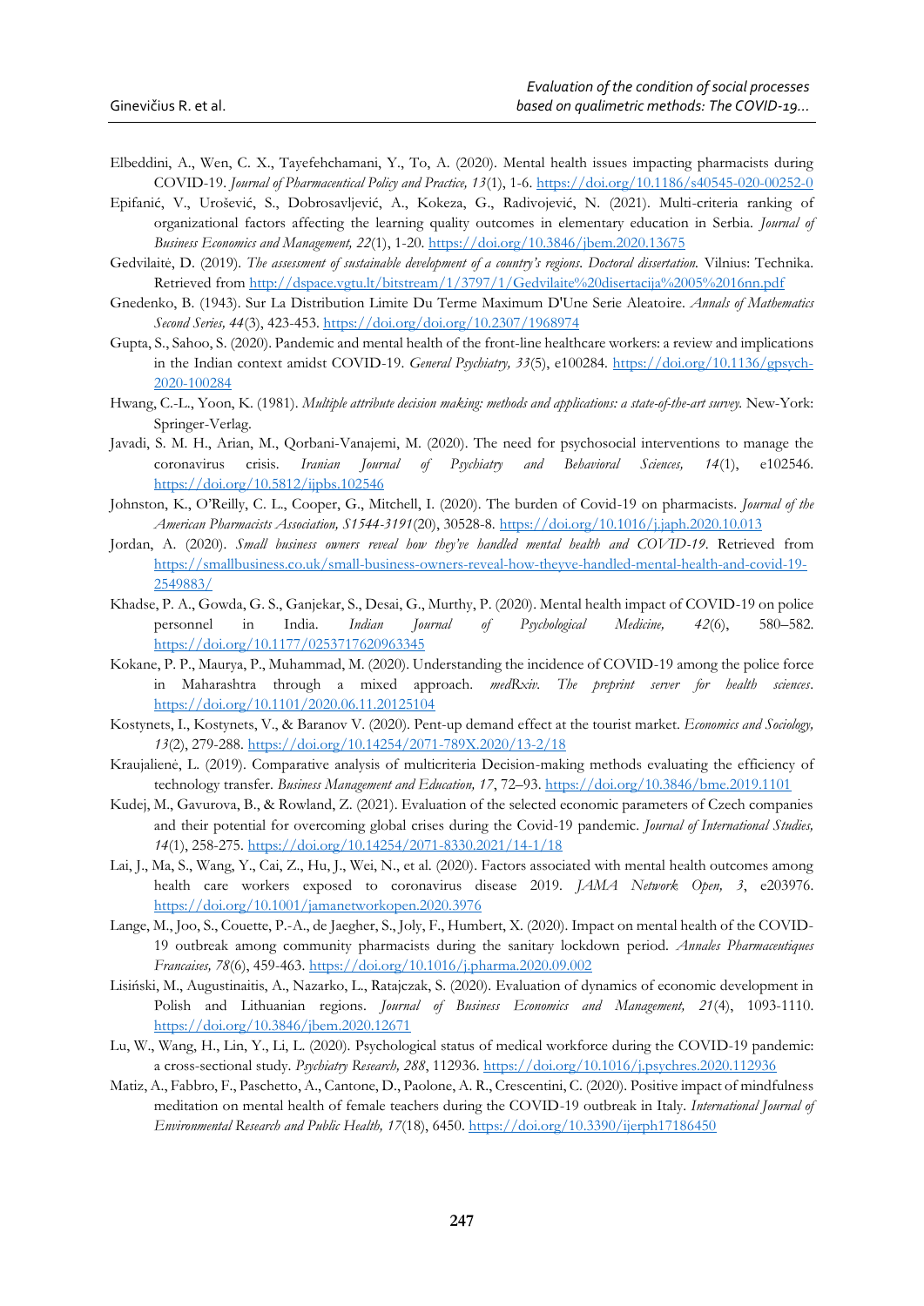Elbeddini, A., Wen, C. X., Tayefehchamani, Y., To, A. (2020). Mental health issues impacting pharmacists during COVID-19. *Journal of Pharmaceutical Policy and Practice, 13*(1), 1-6. https://doi.org/10.1186/s40545-020-00252-0

Epifanić, V., Urošević, S., Dobrosavljević, A., Kokeza, G., Radivojević, N. (2021). Multi-criteria ranking of organizational factors affecting the learning quality outcomes in elementary education in Serbia. *Journal of Business Economics and Management, 22*(1), 1-20. https://doi.org/10.3846/jbem.2020.13675

Gedvilaitė, D. (2019). *The assessment of sustainable development of a country's regions. Doctoral dissertation.* Vilnius: Technika. Retrieved from http://dspace.vgtu.lt/bitstream/1/3797/1/Gedvilaite%20disertacija%2005%2016nn.pdf

Gnedenko, B. (1943). Sur La Distribution Limite Du Terme Maximum D'Une Serie Aleatoire. *Annals of Mathematics Second Series, 44*(3), 423-453. https://doi.org/doi.org/10.2307/1968974

Gupta, S., Sahoo, S. (2020). Pandemic and mental health of the front-line healthcare workers: a review and implications in the Indian context amidst COVID-19. *General Psychiatry, 33*(5), e100284. https://doi.org/10.1136/gpsych-2020-100284

Hwang, C.-L., Yoon, K. (1981). *Multiple attribute decision making: methods and applications: a state-of-the-art survey.* New-York: Springer-Verlag.

Javadi, S. M. H., Arian, M., Qorbani-Vanajemi, M. (2020). The need for psychosocial interventions to manage the coronavirus crisis. *Iranian Journal of Psychiatry and Behavioral Sciences, 14*(1), e102546. https://doi.org/10.5812/ijpbs.102546

Johnston, K., O'Reilly, C. L., Cooper, G., Mitchell, I. (2020). The burden of Covid-19 on pharmacists. *Journal of the American Pharmacists Association, S1544-3191*(20), 30528-8. https://doi.org/10.1016/j.japh.2020.10.013

Jordan, A. (2020). *Small business owners reveal how they've handled mental health and COVID-19*. Retrieved from https://smallbusiness.co.uk/small-business-owners-reveal-how-theyve-handled-mental-health-and-covid-19-2549883/

Khadse, P. A., Gowda, G. S., Ganjekar, S., Desai, G., Murthy, P. (2020). Mental health impact of COVID-19 on police personnel in India. *Indian Journal of Psychological Medicine, 42*(6), 580–582. https://doi.org/10.1177/0253717620963345

Kokane, P. P., Maurya, P., Muhammad, M. (2020). Understanding the incidence of COVID-19 among the police force in Maharashtra through a mixed approach. *medRxiv. The preprint server for health sciences*. https://doi.org/10.1101/2020.06.11.20125104

Kostynets, I., Kostynets, V., & Baranov V. (2020). Pent-up demand effect at the tourist market. *Economics and Sociology, 13*(2), 279-288. https://doi.org/10.14254/2071-789X.2020/13-2/18

Kraujalienė, L. (2019). Comparative analysis of multicriteria Decision-making methods evaluating the efficiency of technology transfer. *Business Management and Education, 17*, 72–93. https://doi.org/10.3846/bme.2019.1101

Kudej, M., Gavurova, B., & Rowland, Z. (2021). Evaluation of the selected economic parameters of Czech companies and their potential for overcoming global crises during the Covid-19 pandemic. *Journal of International Studies, 14*(1), 258-275. https://doi.org/10.14254/2071-8330.2021/14-1/18

Lai, J., Ma, S., Wang, Y., Cai, Z., Hu, J., Wei, N., et al. (2020). Factors associated with mental health outcomes among health care workers exposed to coronavirus disease 2019. *JAMA Network Open, 3*, e203976. https://doi.org/10.1001/jamanetworkopen.2020.3976

Lange, M., Joo, S., Couette, P.-A., de Jaegher, S., Joly, F., Humbert, X. (2020). Impact on mental health of the COVID-19 outbreak among community pharmacists during the sanitary lockdown period. *Annales Pharmaceutiques Francaises, 78*(6), 459-463. https://doi.org/10.1016/j.pharma.2020.09.002

Lisiński, M., Augustinaitis, A., Nazarko, L., Ratajczak, S. (2020). Evaluation of dynamics of economic development in Polish and Lithuanian regions. *Journal of Business Economics and Management, 21*(4), 1093-1110. https://doi.org/10.3846/jbem.2020.12671

Lu, W., Wang, H., Lin, Y., Li, L. (2020). Psychological status of medical workforce during the COVID-19 pandemic: a cross-sectional study. *Psychiatry Research, 288*, 112936. https://doi.org/10.1016/j.psychres.2020.112936

Matiz, A., Fabbro, F., Paschetto, A., Cantone, D., Paolone, A. R., Crescentini, C. (2020). Positive impact of mindfulness meditation on mental health of female teachers during the COVID-19 outbreak in Italy. *International Journal of Environmental Research and Public Health, 17*(18), 6450. https://doi.org/10.3390/ijerph17186450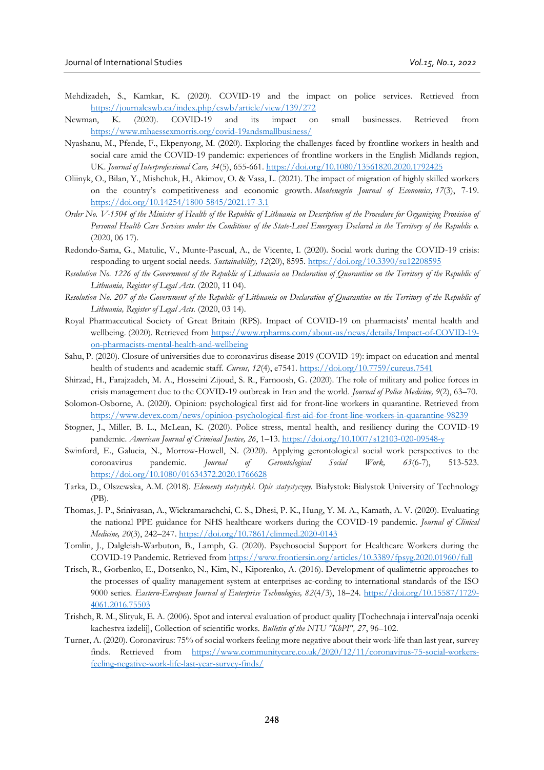Mehdizadeh, S., Kamkar, K. (2020). COVID-19 and the impact on police services. Retrieved from https://journalcswb.ca/index.php/cswb/article/view/139/272

Newman, K. (2020). COVID-19 and its impact on small businesses. Retrieved from https://www.mhaessexmorris.org/covid-19andsmallbusiness/

Nyashanu, M., Pfende, F., Ekpenyong, M. (2020). Exploring the challenges faced by frontline workers in health and social care amid the COVID-19 pandemic: experiences of frontline workers in the English Midlands region, UK. *Journal of Interprofessional Care, 34*(5), 655-661. https://doi.org/10.1080/13561820.2020.1792425

Oliinyk, O., Bilan, Y., Mishchuk, H., Akimov, O. & Vasa, L. (2021). The impact of migration of highly skilled workers on the country's competitiveness and economic growth. *Montenegrin Journal of Economics, 17*(3), 7-19. https://doi.org/10.14254/1800-5845/2021.17-3.1

*Order No. V-1504 of the Minister of Health of the Republic of Lithuania on Description of the Procedure for Organizing Provision of Personal Health Care Services under the Conditions of the State-Level Emergency Declared in the Territory of the Republic o.* (2020, 06 17).

Redondo-Sama, G., Matulic, V., Munte-Pascual, A., de Vicente, I. (2020). Social work during the COVID-19 crisis: responding to urgent social needs. *Sustainability, 12*(20), 8595. https://doi.org/10.3390/su12208595

*Resolution No. 1226 of the Government of the Republic of Lithuania on Declaration of Quarantine on the Territory of the Republic of Lithuania, Register of Legal Acts.* (2020, 11 04).

*Resolution No. 207 of the Government of the Republic of Lithuania on Declaration of Quarantine on the Territory of the Republic of Lithuania, Register of Legal Acts.* (2020, 03 14).

Royal Pharmaceutical Society of Great Britain (RPS). Impact of COVID-19 on pharmacists' mental health and wellbeing. (2020). Retrieved from https://www.rpharms.com/about-us/news/details/Impact-of-COVID-19-on-pharmacists-mental-health-and-wellbeing

Sahu, P. (2020). Closure of universities due to coronavirus disease 2019 (COVID-19): impact on education and mental health of students and academic staff. *Cureus, 12*(4), e7541. https://doi.org/10.7759/cureus.7541

Shirzad, H., Farajzadeh, M. A., Hosseini Zijoud, S. R., Farnoosh, G. (2020). The role of military and police forces in crisis management due to the COVID-19 outbreak in Iran and the world. *Journal of Police Medicine, 9*(2), 63–70.

Solomon-Osborne, A. (2020). Opinion: psychological first aid for front-line workers in quarantine. Retrieved from https://www.devex.com/news/opinion-psychological-first-aid-for-front-line-workers-in-quarantine-98239

Stogner, J., Miller, B. L., McLean, K. (2020). Police stress, mental health, and resiliency during the COVID-19 pandemic. *American Journal of Criminal Justice, 26*, 1–13. https://doi.org/10.1007/s12103-020-09548-y

Swinford, E., Galucia, N., Morrow-Howell, N. (2020). Applying gerontological social work perspectives to the coronavirus pandemic. *Journal of Gerontological Social Work, 63*(6-7), 513-523. https://doi.org/10.1080/01634372.2020.1766628

Tarka, D., Olszewska, A.M. (2018). *Elementy statystyki. Opis statystyczny.* Białystok: Bialystok University of Technology (PB).

Thomas, J. P., Srinivasan, A., Wickramarachchi, C. S., Dhesi, P. K., Hung, Y. M. A., Kamath, A. V. (2020). Evaluating the national PPE guidance for NHS healthcare workers during the COVID-19 pandemic. *Journal of Clinical Medicine, 20*(3), 242–247. https://doi.org/10.7861/clinmed.2020-0143

Tomlin, J., Dalgleish-Warbuton, B., Lamph, G. (2020). Psychosocial Support for Healthcare Workers during the COVID-19 Pandemic. Retrieved from https://www.frontiersin.org/articles/10.3389/fpsyg.2020.01960/full

Trisch, R., Gorbenko, E., Dotsenko, N., Kim, N., Kiporenko, A. (2016). Development of qualimetric approaches to the processes of quality management system at enterprises ac-cording to international standards of the ISO 9000 series. *Eastern-European Journal of Enterprise Technologies, 82*(4/3), 18–24. https://doi.org/10.15587/1729-4061.2016.75503

Trishch, R. M., Slityuk, E. A. (2006). Spot and interval evaluation of product quality [Tochechnaja i interval'naja ocenki kachestva izdelij], Collection of scientific works. *Bulletin of the NTU "KhPI", 27*, 96–102.

Turner, A. (2020). Coronavirus: 75% of social workers feeling more negative about their work-life than last year, survey finds. Retrieved from https://www.communitycare.co.uk/2020/12/11/coronavirus-75-social-workers-feeling-negative-work-life-last-year-survey-finds/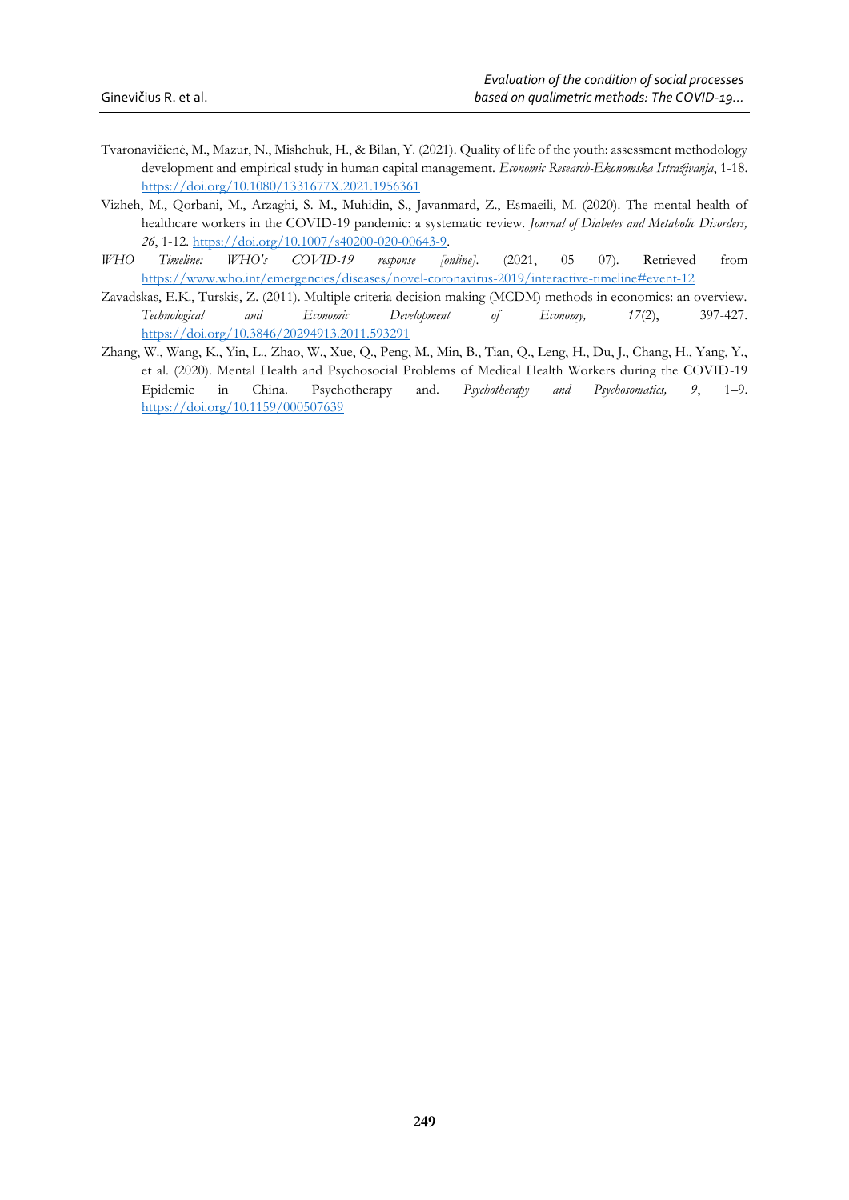Tvaronavičienė, M., Mazur, N., Mishchuk, H., & Bilan, Y. (2021). Quality of life of the youth: assessment methodology development and empirical study in human capital management. *Economic Research-Ekonomska Istraživanja*, 1-18. https://doi.org/10.1080/1331677X.2021.1956361

Vizheh, M., Qorbani, M., Arzaghi, S. M., Muhidin, S., Javanmard, Z., Esmaeili, M. (2020). The mental health of healthcare workers in the COVID-19 pandemic: a systematic review. *Journal of Diabetes and Metabolic Disorders, 26*, 1-12. https://doi.org/10.1007/s40200-020-00643-9.

*WHO Timeline: WHO's COVID-19 response [online]*. (2021, 05 07). Retrieved from https://www.who.int/emergencies/diseases/novel-coronavirus-2019/interactive-timeline#event-12

Zavadskas, E.K., Turskis, Z. (2011). Multiple criteria decision making (MCDM) methods in economics: an overview. *Technological and Economic Development of Economy, 17*(2), 397-427. https://doi.org/10.3846/20294913.2011.593291

Zhang, W., Wang, K., Yin, L., Zhao, W., Xue, Q., Peng, M., Min, B., Tian, Q., Leng, H., Du, J., Chang, H., Yang, Y., et al. (2020). Mental Health and Psychosocial Problems of Medical Health Workers during the COVID-19 Epidemic in China. Psychotherapy and. *Psychotherapy and Psychosomatics, 9*, 1–9. https://doi.org/10.1159/000507639